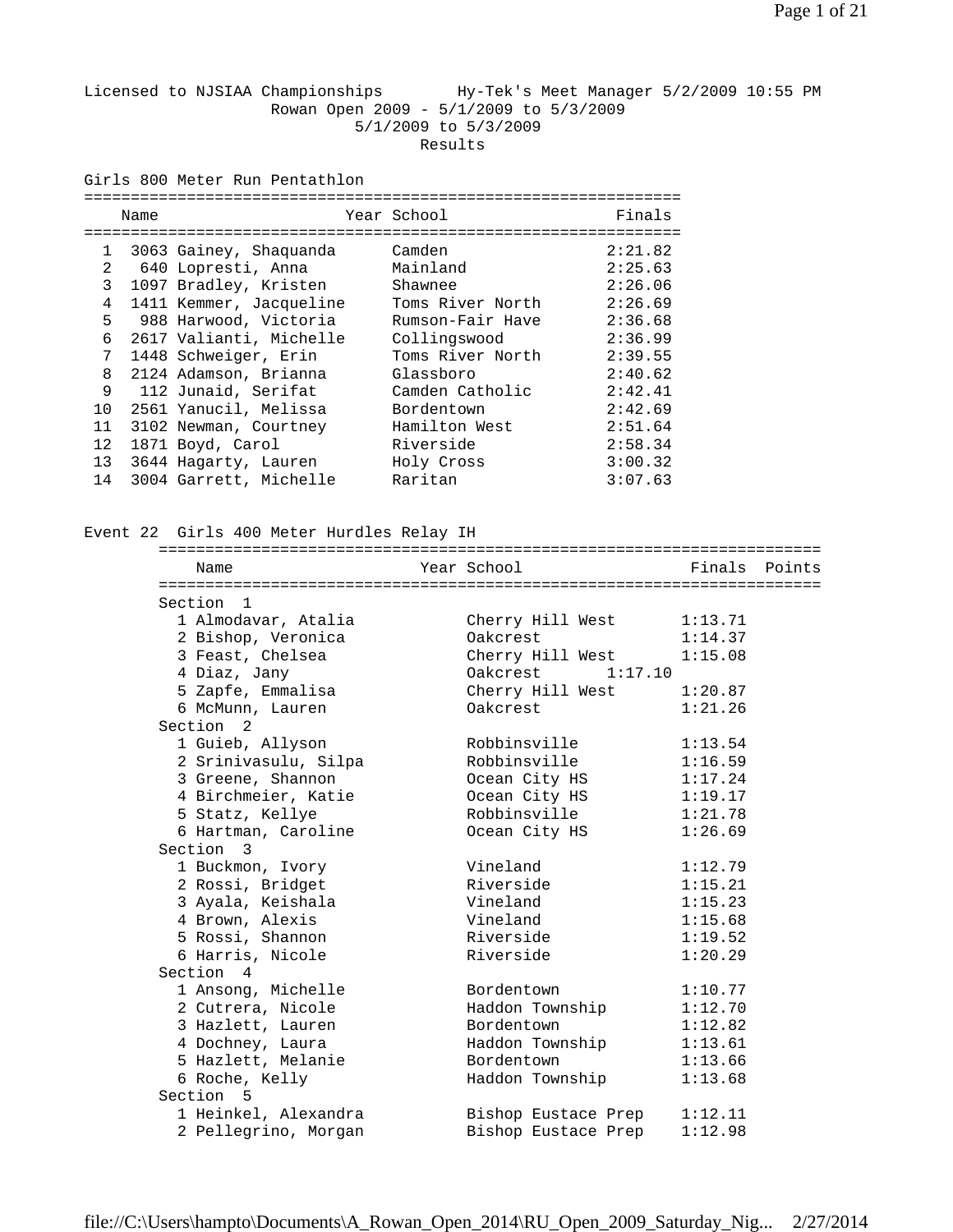Licensed to NJSIAA Championships Hy-Tek's Meet Manager 5/2/2009 10:55 PM

Rowan Open 2009 - 5/1/2009 to 5/3/2009

5/1/2009 to 5/3/2009

Results

## Girls 800 Meter Run Pentathlon

| | Name | Year | School | Finals |
|---|---|---|---|---|
| 1 | 3063 Gainey, Shaquanda | | Camden | 2:21.82 |
| 2 | 640 Lopresti, Anna | | Mainland | 2:25.63 |
| 3 | 1097 Bradley, Kristen | | Shawnee | 2:26.06 |
| 4 | 1411 Kemmer, Jacqueline | | Toms River North | 2:26.69 |
| 5 | 988 Harwood, Victoria | | Rumson-Fair Have | 2:36.68 |
| 6 | 2617 Valianti, Michelle | | Collingswood | 2:36.99 |
| 7 | 1448 Schweiger, Erin | | Toms River North | 2:39.55 |
| 8 | 2124 Adamson, Brianna | | Glassboro | 2:40.62 |
| 9 | 112 Junaid, Serifat | | Camden Catholic | 2:42.41 |
| 10 | 2561 Yanucil, Melissa | | Bordentown | 2:42.69 |
| 11 | 3102 Newman, Courtney | | Hamilton West | 2:51.64 |
| 12 | 1871 Boyd, Carol | | Riverside | 2:58.34 |
| 13 | 3644 Hagarty, Lauren | | Holy Cross | 3:00.32 |
| 14 | 3004 Garrett, Michelle | | Raritan | 3:07.63 |

## Event 22 Girls 400 Meter Hurdles Relay IH

| | Name | Year | School | Finals | Points |
|---|---|---|---|---|---|
| **Section 1** | | | | | |
| 1 | Almodavar, Atalia | | Cherry Hill West | 1:13.71 | |
| 2 | Bishop, Veronica | | Oakcrest | 1:14.37 | |
| 3 | Feast, Chelsea | | Cherry Hill West | 1:15.08 | |
| 4 | Diaz, Jany | | Oakcrest | 1:17.10 | |
| 5 | Zapfe, Emmalisa | | Cherry Hill West | 1:20.87 | |
| 6 | McMunn, Lauren | | Oakcrest | 1:21.26 | |
| **Section 2** | | | | | |
| 1 | Guieb, Allyson | | Robbinsville | 1:13.54 | |
| 2 | Srinivasulu, Silpa | | Robbinsville | 1:16.59 | |
| 3 | Greene, Shannon | | Ocean City HS | 1:17.24 | |
| 4 | Birchmeier, Katie | | Ocean City HS | 1:19.17 | |
| 5 | Statz, Kellye | | Robbinsville | 1:21.78 | |
| 6 | Hartman, Caroline | | Ocean City HS | 1:26.69 | |
| **Section 3** | | | | | |
| 1 | Buckmon, Ivory | | Vineland | 1:12.79 | |
| 2 | Rossi, Bridget | | Riverside | 1:15.21 | |
| 3 | Ayala, Keishala | | Vineland | 1:15.23 | |
| 4 | Brown, Alexis | | Vineland | 1:15.68 | |
| 5 | Rossi, Shannon | | Riverside | 1:19.52 | |
| 6 | Harris, Nicole | | Riverside | 1:20.29 | |
| **Section 4** | | | | | |
| 1 | Ansong, Michelle | | Bordentown | 1:10.77 | |
| 2 | Cutrera, Nicole | | Haddon Township | 1:12.70 | |
| 3 | Hazlett, Lauren | | Bordentown | 1:12.82 | |
| 4 | Dochney, Laura | | Haddon Township | 1:13.61 | |
| 5 | Hazlett, Melanie | | Bordentown | 1:13.66 | |
| 6 | Roche, Kelly | | Haddon Township | 1:13.68 | |
| **Section 5** | | | | | |
| 1 | Heinkel, Alexandra | | Bishop Eustace Prep | 1:12.11 | |
| 2 | Pellegrino, Morgan | | Bishop Eustace Prep | 1:12.98 | |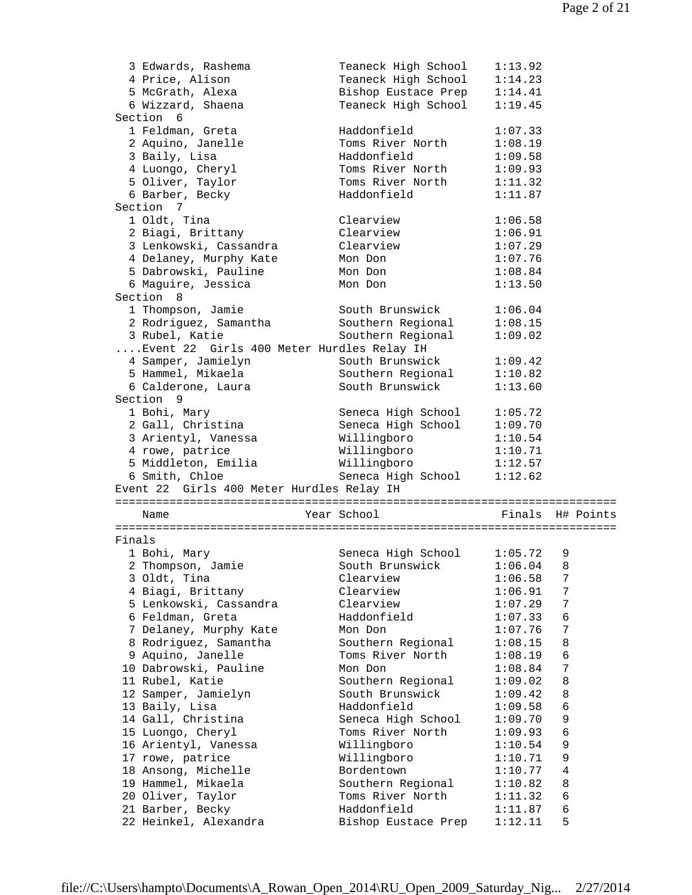| | Name | School | Finals |
|---|---|---|---|
| 3 | Edwards, Rashema | Teaneck High School | 1:13.92 |
| 4 | Price, Alison | Teaneck High School | 1:14.23 |
| 5 | McGrath, Alexa | Bishop Eustace Prep | 1:14.41 |
| 6 | Wizzard, Shaena | Teaneck High School | 1:19.45 |

Section 6

| | Name | School | Finals |
|---|---|---|---|
| 1 | Feldman, Greta | Haddonfield | 1:07.33 |
| 2 | Aquino, Janelle | Toms River North | 1:08.19 |
| 3 | Baily, Lisa | Haddonfield | 1:09.58 |
| 4 | Luongo, Cheryl | Toms River North | 1:09.93 |
| 5 | Oliver, Taylor | Toms River North | 1:11.32 |
| 6 | Barber, Becky | Haddonfield | 1:11.87 |

Section 7

| | Name | School | Finals |
|---|---|---|---|
| 1 | Oldt, Tina | Clearview | 1:06.58 |
| 2 | Biagi, Brittany | Clearview | 1:06.91 |
| 3 | Lenkowski, Cassandra | Clearview | 1:07.29 |
| 4 | Delaney, Murphy Kate | Mon Don | 1:07.76 |
| 5 | Dabrowski, Pauline | Mon Don | 1:08.84 |
| 6 | Maguire, Jessica | Mon Don | 1:13.50 |

Section 8

| | Name | School | Finals |
|---|---|---|---|
| 1 | Thompson, Jamie | South Brunswick | 1:06.04 |
| 2 | Rodriguez, Samantha | Southern Regional | 1:08.15 |
| 3 | Rubel, Katie | Southern Regional | 1:09.02 |

....Event 22 Girls 400 Meter Hurdles Relay IH

| | Name | School | Finals |
|---|---|---|---|
| 4 | Samper, Jamielyn | South Brunswick | 1:09.42 |
| 5 | Hammel, Mikaela | Southern Regional | 1:10.82 |
| 6 | Calderone, Laura | South Brunswick | 1:13.60 |

Section 9

| | Name | School | Finals |
|---|---|---|---|
| 1 | Bohi, Mary | Seneca High School | 1:05.72 |
| 2 | Gall, Christina | Seneca High School | 1:09.70 |
| 3 | Arientyl, Vanessa | Willingboro | 1:10.54 |
| 4 | rowe, patrice | Willingboro | 1:10.71 |
| 5 | Middleton, Emilia | Willingboro | 1:12.57 |
| 6 | Smith, Chloe | Seneca High School | 1:12.62 |

Event 22 Girls 400 Meter Hurdles Relay IH

Finals

| | Name | Year | School | Finals | H# | Points |
|---|---|---|---|---|---|---|
| 1 | Bohi, Mary | | Seneca High School | 1:05.72 | 9 | |
| 2 | Thompson, Jamie | | South Brunswick | 1:06.04 | 8 | |
| 3 | Oldt, Tina | | Clearview | 1:06.58 | 7 | |
| 4 | Biagi, Brittany | | Clearview | 1:06.91 | 7 | |
| 5 | Lenkowski, Cassandra | | Clearview | 1:07.29 | 7 | |
| 6 | Feldman, Greta | | Haddonfield | 1:07.33 | 6 | |
| 7 | Delaney, Murphy Kate | | Mon Don | 1:07.76 | 7 | |
| 8 | Rodriguez, Samantha | | Southern Regional | 1:08.15 | 8 | |
| 9 | Aquino, Janelle | | Toms River North | 1:08.19 | 6 | |
| 10 | Dabrowski, Pauline | | Mon Don | 1:08.84 | 7 | |
| 11 | Rubel, Katie | | Southern Regional | 1:09.02 | 8 | |
| 12 | Samper, Jamielyn | | South Brunswick | 1:09.42 | 8 | |
| 13 | Baily, Lisa | | Haddonfield | 1:09.58 | 6 | |
| 14 | Gall, Christina | | Seneca High School | 1:09.70 | 9 | |
| 15 | Luongo, Cheryl | | Toms River North | 1:09.93 | 6 | |
| 16 | Arientyl, Vanessa | | Willingboro | 1:10.54 | 9 | |
| 17 | rowe, patrice | | Willingboro | 1:10.71 | 9 | |
| 18 | Ansong, Michelle | | Bordentown | 1:10.77 | 4 | |
| 19 | Hammel, Mikaela | | Southern Regional | 1:10.82 | 8 | |
| 20 | Oliver, Taylor | | Toms River North | 1:11.32 | 6 | |
| 21 | Barber, Becky | | Haddonfield | 1:11.87 | 6 | |
| 22 | Heinkel, Alexandra | | Bishop Eustace Prep | 1:12.11 | 5 | |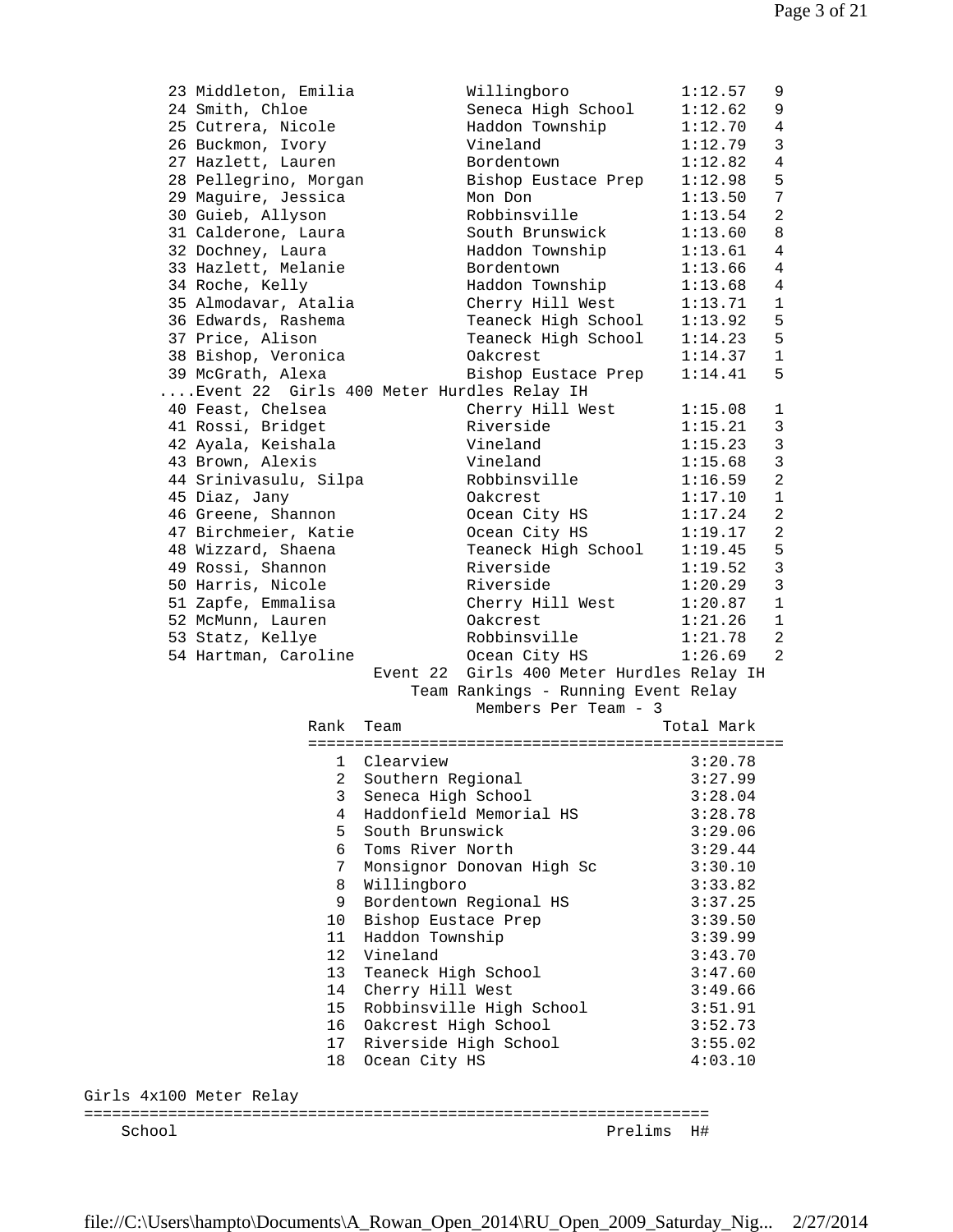| Place | Name | School | Time | H# |
|---|---|---|---|---|
| 23 | Middleton, Emilia | Willingboro | 1:12.57 | 9 |
| 24 | Smith, Chloe | Seneca High School | 1:12.62 | 9 |
| 25 | Cutrera, Nicole | Haddon Township | 1:12.70 | 4 |
| 26 | Buckmon, Ivory | Vineland | 1:12.79 | 3 |
| 27 | Hazlett, Lauren | Bordentown | 1:12.82 | 4 |
| 28 | Pellegrino, Morgan | Bishop Eustace Prep | 1:12.98 | 5 |
| 29 | Maguire, Jessica | Mon Don | 1:13.50 | 7 |
| 30 | Guieb, Allyson | Robbinsville | 1:13.54 | 2 |
| 31 | Calderone, Laura | South Brunswick | 1:13.60 | 8 |
| 32 | Dochney, Laura | Haddon Township | 1:13.61 | 4 |
| 33 | Hazlett, Melanie | Bordentown | 1:13.66 | 4 |
| 34 | Roche, Kelly | Haddon Township | 1:13.68 | 4 |
| 35 | Almodavar, Atalia | Cherry Hill West | 1:13.71 | 1 |
| 36 | Edwards, Rashema | Teaneck High School | 1:13.92 | 5 |
| 37 | Price, Alison | Teaneck High School | 1:14.23 | 5 |
| 38 | Bishop, Veronica | Oakcrest | 1:14.37 | 1 |
| 39 | McGrath, Alexa | Bishop Eustace Prep | 1:14.41 | 5 |

....Event 22 Girls 400 Meter Hurdles Relay IH

| Place | Name | School | Time | H# |
|---|---|---|---|---|
| 40 | Feast, Chelsea | Cherry Hill West | 1:15.08 | 1 |
| 41 | Rossi, Bridget | Riverside | 1:15.21 | 3 |
| 42 | Ayala, Keishala | Vineland | 1:15.23 | 3 |
| 43 | Brown, Alexis | Vineland | 1:15.68 | 3 |
| 44 | Srinivasulu, Silpa | Robbinsville | 1:16.59 | 2 |
| 45 | Diaz, Jany | Oakcrest | 1:17.10 | 1 |
| 46 | Greene, Shannon | Ocean City HS | 1:17.24 | 2 |
| 47 | Birchmeier, Katie | Ocean City HS | 1:19.17 | 2 |
| 48 | Wizzard, Shaena | Teaneck High School | 1:19.45 | 5 |
| 49 | Rossi, Shannon | Riverside | 1:19.52 | 3 |
| 50 | Harris, Nicole | Riverside | 1:20.29 | 3 |
| 51 | Zapfe, Emmalisa | Cherry Hill West | 1:20.87 | 1 |
| 52 | McMunn, Lauren | Oakcrest | 1:21.26 | 1 |
| 53 | Statz, Kellye | Robbinsville | 1:21.78 | 2 |
| 54 | Hartman, Caroline | Ocean City HS | 1:26.69 | 2 |

Event 22 Girls 400 Meter Hurdles Relay IH
Team Rankings - Running Event Relay
Members Per Team - 3

| Rank | Team | Total Mark |
|---|---|---|
| 1 | Clearview | 3:20.78 |
| 2 | Southern Regional | 3:27.99 |
| 3 | Seneca High School | 3:28.04 |
| 4 | Haddonfield Memorial HS | 3:28.78 |
| 5 | South Brunswick | 3:29.06 |
| 6 | Toms River North | 3:29.44 |
| 7 | Monsignor Donovan High Sc | 3:30.10 |
| 8 | Willingboro | 3:33.82 |
| 9 | Bordentown Regional HS | 3:37.25 |
| 10 | Bishop Eustace Prep | 3:39.50 |
| 11 | Haddon Township | 3:39.99 |
| 12 | Vineland | 3:43.70 |
| 13 | Teaneck High School | 3:47.60 |
| 14 | Cherry Hill West | 3:49.66 |
| 15 | Robbinsville High School | 3:51.91 |
| 16 | Oakcrest High School | 3:52.73 |
| 17 | Riverside High School | 3:55.02 |
| 18 | Ocean City HS | 4:03.10 |

Girls 4x100 Meter Relay

| School | Prelims | H# |
|---|---|---|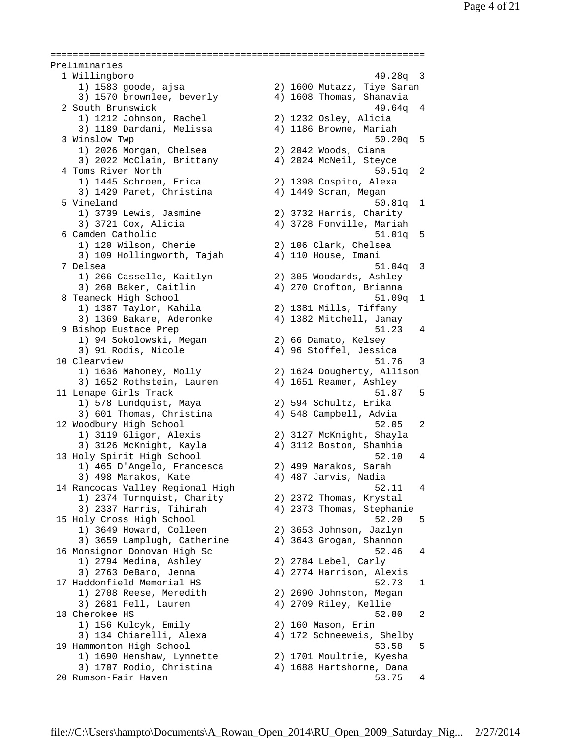```
=================================================================
Preliminaries
  1 Willingboro                                           49.28q  3
     1) 1583 goode, ajsa                2) 1600 Mutazz, Tiye Saran
     3) 1570 brownlee, beverly          4) 1608 Thomas, Shanavia
  2 South Brunswick                                       49.64q  4
     1) 1212 Johnson, Rachel            2) 1232 Osley, Alicia
     3) 1189 Dardani, Melissa           4) 1186 Browne, Mariah
  3 Winslow Twp                                           50.20q  5
     1) 2026 Morgan, Chelsea            2) 2042 Woods, Ciana
     3) 2022 McClain, Brittany          4) 2024 McNeil, Steyce
  4 Toms River North                                      50.51q  2
     1) 1445 Schroen, Erica             2) 1398 Cospito, Alexa
     3) 1429 Paret, Christina           4) 1449 Scran, Megan
  5 Vineland                                              50.81q  1
     1) 3739 Lewis, Jasmine             2) 3732 Harris, Charity
     3) 3721 Cox, Alicia                4) 3728 Fonville, Mariah
  6 Camden Catholic                                       51.01q  5
     1) 120 Wilson, Cherie              2) 106 Clark, Chelsea
     3) 109 Hollingworth, Tajah         4) 110 House, Imani
  7 Delsea                                                51.04q  3
     1) 266 Casselle, Kaitlyn           2) 305 Woodards, Ashley
     3) 260 Baker, Caitlin              4) 270 Crofton, Brianna
  8 Teaneck High School                                   51.09q  1
     1) 1387 Taylor, Kahila             2) 1381 Mills, Tiffany
     3) 1369 Bakare, Aderonke           4) 1382 Mitchell, Janay
  9 Bishop Eustace Prep                                   51.23   4
     1) 94 Sokolowski, Megan            2) 66 Damato, Kelsey
     3) 91 Rodis, Nicole                4) 96 Stoffel, Jessica
 10 Clearview                                             51.76   3
     1) 1636 Mahoney, Molly             2) 1624 Dougherty, Allison
     3) 1652 Rothstein, Lauren          4) 1651 Reamer, Ashley
 11 Lenape Girls Track                                    51.87   5
     1) 578 Lundquist, Maya             2) 594 Schultz, Erika
     3) 601 Thomas, Christina           4) 548 Campbell, Advia
 12 Woodbury High School                                  52.05   2
     1) 3119 Gligor, Alexis             2) 3127 McKnight, Shayla
     3) 3126 McKnight, Kayla            4) 3112 Boston, Shamhia
 13 Holy Spirit High School                               52.10   4
     1) 465 D'Angelo, Francesca         2) 499 Marakos, Sarah
     3) 498 Marakos, Kate               4) 487 Jarvis, Nadia
 14 Rancocas Valley Regional High                         52.11   4
     1) 2374 Turnquist, Charity         2) 2372 Thomas, Krystal
     3) 2337 Harris, Tihirah            4) 2373 Thomas, Stephanie
 15 Holy Cross High School                                52.20   5
     1) 3649 Howard, Colleen            2) 3653 Johnson, Jazlyn
     3) 3659 Lamplugh, Catherine        4) 3643 Grogan, Shannon
 16 Monsignor Donovan High Sc                             52.46   4
     1) 2794 Medina, Ashley             2) 2784 Lebel, Carly
     3) 2763 DeBaro, Jenna              4) 2774 Harrison, Alexis
 17 Haddonfield Memorial HS                               52.73   1
     1) 2708 Reese, Meredith            2) 2690 Johnston, Megan
     3) 2681 Fell, Lauren               4) 2709 Riley, Kellie
 18 Cherokee HS                                           52.80   2
     1) 156 Kulcyk, Emily               2) 160 Mason, Erin
     3) 134 Chiarelli, Alexa            4) 172 Schneeweis, Shelby
 19 Hammonton High School                                 53.58   5
     1) 1690 Henshaw, Lynnette          2) 1701 Moultrie, Kyesha
     3) 1707 Rodio, Christina           4) 1688 Hartshorne, Dana
 20 Rumson-Fair Haven                                     53.75   4
```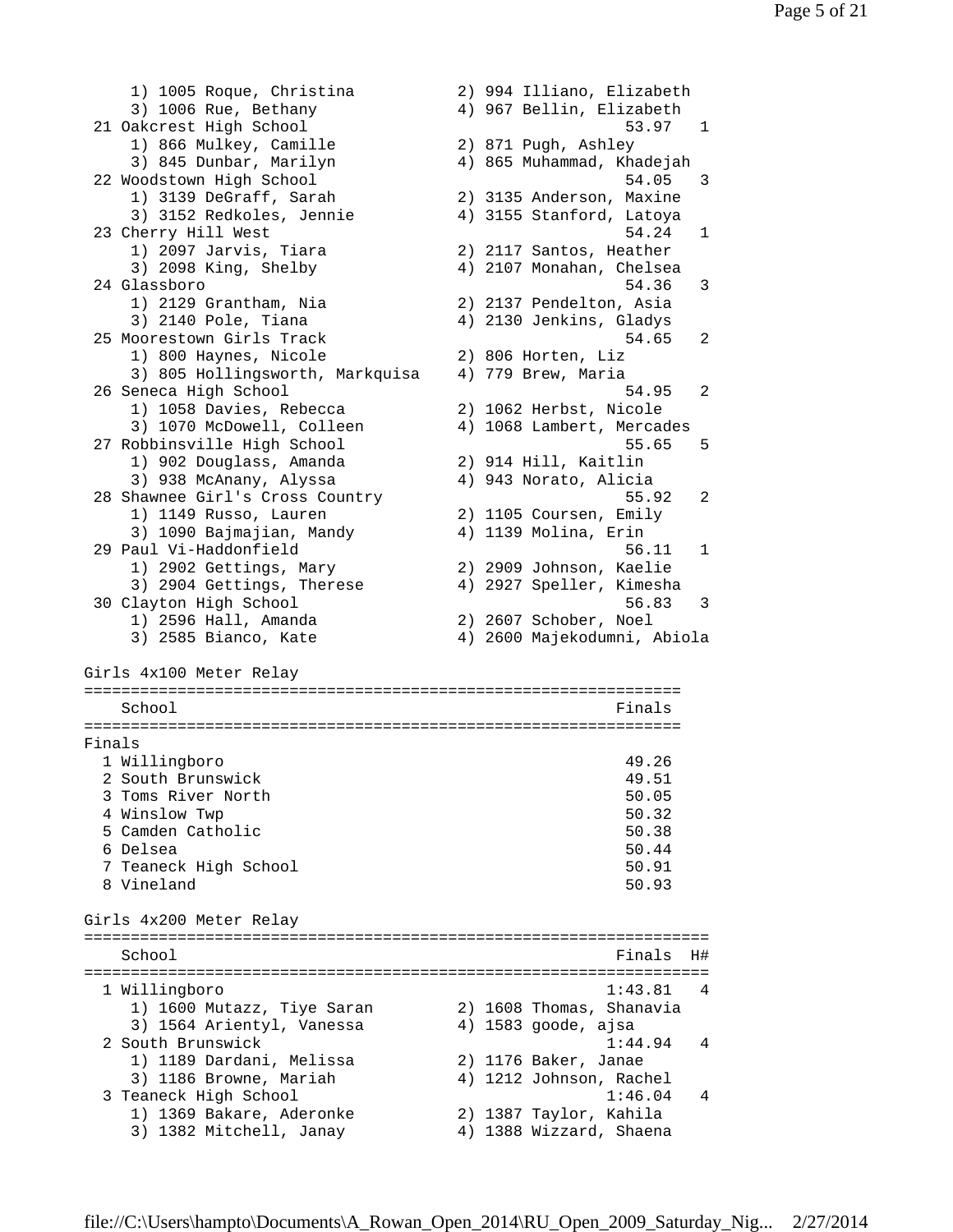```
    1) 1005 Roque, Christina          2) 994 Illiano, Elizabeth
    3) 1006 Rue, Bethany              4) 967 Bellin, Elizabeth
 21 Oakcrest High School                              53.97   1
    1) 866 Mulkey, Camille            2) 871 Pugh, Ashley
    3) 845 Dunbar, Marilyn            4) 865 Muhammad, Khadejah
 22 Woodstown High School                             54.05   3
    1) 3139 DeGraff, Sarah            2) 3135 Anderson, Maxine
    3) 3152 Redkoles, Jennie          4) 3155 Stanford, Latoya
 23 Cherry Hill West                                  54.24   1
    1) 2097 Jarvis, Tiara             2) 2117 Santos, Heather
    3) 2098 King, Shelby              4) 2107 Monahan, Chelsea
 24 Glassboro                                         54.36   3
    1) 2129 Grantham, Nia             2) 2137 Pendelton, Asia
    3) 2140 Pole, Tiana               4) 2130 Jenkins, Gladys
 25 Moorestown Girls Track                            54.65   2
    1) 800 Haynes, Nicole             2) 806 Horten, Liz
    3) 805 Hollingsworth, Markquisa   4) 779 Brew, Maria
 26 Seneca High School                                54.95   2
    1) 1058 Davies, Rebecca           2) 1062 Herbst, Nicole
    3) 1070 McDowell, Colleen         4) 1068 Lambert, Mercades
 27 Robbinsville High School                          55.65   5
    1) 902 Douglass, Amanda           2) 914 Hill, Kaitlin
    3) 938 McAnany, Alyssa            4) 943 Norato, Alicia
 28 Shawnee Girl's Cross Country                      55.92   2
    1) 1149 Russo, Lauren             2) 1105 Coursen, Emily
    3) 1090 Bajmajian, Mandy          4) 1139 Molina, Erin
 29 Paul Vi-Haddonfield                               56.11   1
    1) 2902 Gettings, Mary            2) 2909 Johnson, Kaelie
    3) 2904 Gettings, Therese         4) 2927 Speller, Kimesha
 30 Clayton High School                               56.83   3
    1) 2596 Hall, Amanda              2) 2607 Schober, Noel
    3) 2585 Bianco, Kate              4) 2600 Majekodumni, Abiola

Girls 4x100 Meter Relay
===============================================================
    School                                            Finals
===============================================================
Finals
  1 Willingboro                                       49.26
  2 South Brunswick                                   49.51
  3 Toms River North                                  50.05
  4 Winslow Twp                                       50.32
  5 Camden Catholic                                   50.38
  6 Delsea                                            50.44
  7 Teaneck High School                               50.91
  8 Vineland                                          50.93

Girls 4x200 Meter Relay
===================================================================
    School                                            Finals  H#
===================================================================
  1 Willingboro                                      1:43.81   4
    1) 1600 Mutazz, Tiye Saran        2) 1608 Thomas, Shanavia
    3) 1564 Arientyl, Vanessa         4) 1583 goode, ajsa
  2 South Brunswick                                  1:44.94   4
    1) 1189 Dardani, Melissa          2) 1176 Baker, Janae
    3) 1186 Browne, Mariah            4) 1212 Johnson, Rachel
  3 Teaneck High School                              1:46.04   4
    1) 1369 Bakare, Aderonke          2) 1387 Taylor, Kahila
    3) 1382 Mitchell, Janay           4) 1388 Wizzard, Shaena
```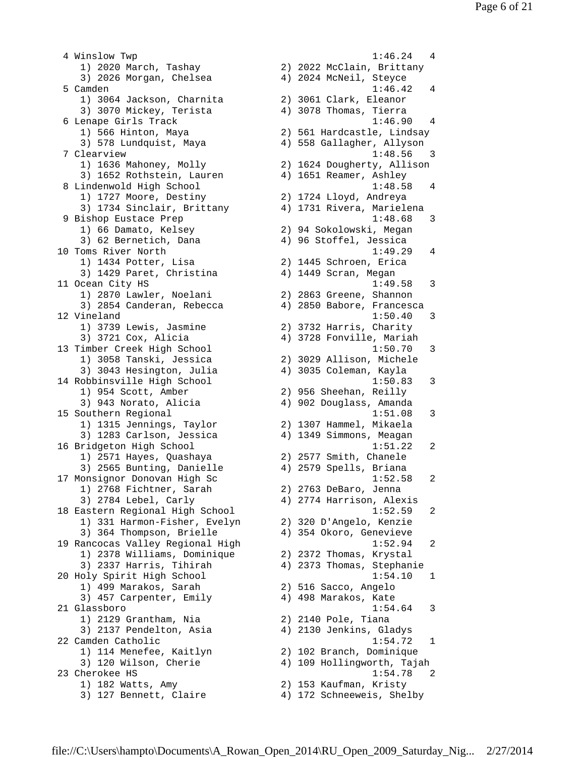```
  4 Winslow Twp                                          1:46.24   4
     1) 2020 March, Tashay            2) 2022 McClain, Brittany
     3) 2026 Morgan, Chelsea          4) 2024 McNeil, Steyce
  5 Camden                                               1:46.42   4
     1) 3064 Jackson, Charnita        2) 3061 Clark, Eleanor
     3) 3070 Mickey, Terista          4) 3078 Thomas, Tierra
  6 Lenape Girls Track                                   1:46.90   4
     1) 566 Hinton, Maya              2) 561 Hardcastle, Lindsay
     3) 578 Lundquist, Maya           4) 558 Gallagher, Allyson
  7 Clearview                                            1:48.56   3
     1) 1636 Mahoney, Molly           2) 1624 Dougherty, Allison
     3) 1652 Rothstein, Lauren        4) 1651 Reamer, Ashley
  8 Lindenwold High School                               1:48.58   4
     1) 1727 Moore, Destiny           2) 1724 Lloyd, Andreya
     3) 1734 Sinclair, Brittany       4) 1731 Rivera, Marielena
  9 Bishop Eustace Prep                                  1:48.68   3
     1) 66 Damato, Kelsey             2) 94 Sokolowski, Megan
     3) 62 Bernetich, Dana            4) 96 Stoffel, Jessica
 10 Toms River North                                     1:49.29   4
     1) 1434 Potter, Lisa             2) 1445 Schroen, Erica
     3) 1429 Paret, Christina         4) 1449 Scran, Megan
 11 Ocean City HS                                        1:49.58   3
     1) 2870 Lawler, Noelani          2) 2863 Greene, Shannon
     3) 2854 Canderan, Rebecca        4) 2850 Babore, Francesca
 12 Vineland                                             1:50.40   3
     1) 3739 Lewis, Jasmine           2) 3732 Harris, Charity
     3) 3721 Cox, Alicia              4) 3728 Fonville, Mariah
 13 Timber Creek High School                             1:50.70   3
     1) 3058 Tanski, Jessica          2) 3029 Allison, Michele
     3) 3043 Hesington, Julia         4) 3035 Coleman, Kayla
 14 Robbinsville High School                             1:50.83   3
     1) 954 Scott, Amber              2) 956 Sheehan, Reilly
     3) 943 Norato, Alicia            4) 902 Douglass, Amanda
 15 Southern Regional                                    1:51.08   3
     1) 1315 Jennings, Taylor         2) 1307 Hammel, Mikaela
     3) 1283 Carlson, Jessica         4) 1349 Simmons, Meagan
 16 Bridgeton High School                                1:51.22   2
     1) 2571 Hayes, Quashaya          2) 2577 Smith, Chanele
     3) 2565 Bunting, Danielle        4) 2579 Spells, Briana
 17 Monsignor Donovan High Sc                            1:52.58   2
     1) 2768 Fichtner, Sarah          2) 2763 DeBaro, Jenna
     3) 2784 Lebel, Carly             4) 2774 Harrison, Alexis
 18 Eastern Regional High School                         1:52.59   2
     1) 331 Harmon-Fisher, Evelyn     2) 320 D'Angelo, Kenzie
     3) 364 Thompson, Brielle         4) 354 Okoro, Genevieve
 19 Rancocas Valley Regional High                        1:52.94   2
     1) 2378 Williams, Dominique      2) 2372 Thomas, Krystal
     3) 2337 Harris, Tihirah          4) 2373 Thomas, Stephanie
 20 Holy Spirit High School                              1:54.10   1
     1) 499 Marakos, Sarah            2) 516 Sacco, Angelo
     3) 457 Carpenter, Emily          4) 498 Marakos, Kate
 21 Glassboro                                            1:54.64   3
     1) 2129 Grantham, Nia            2) 2140 Pole, Tiana
     3) 2137 Pendelton, Asia          4) 2130 Jenkins, Gladys
 22 Camden Catholic                                      1:54.72   1
     1) 114 Menefee, Kaitlyn          2) 102 Branch, Dominique
     3) 120 Wilson, Cherie            4) 109 Hollingworth, Tajah
 23 Cherokee HS                                          1:54.78   2
     1) 182 Watts, Amy                2) 153 Kaufman, Kristy
     3) 127 Bennett, Claire           4) 172 Schneeweis, Shelby
```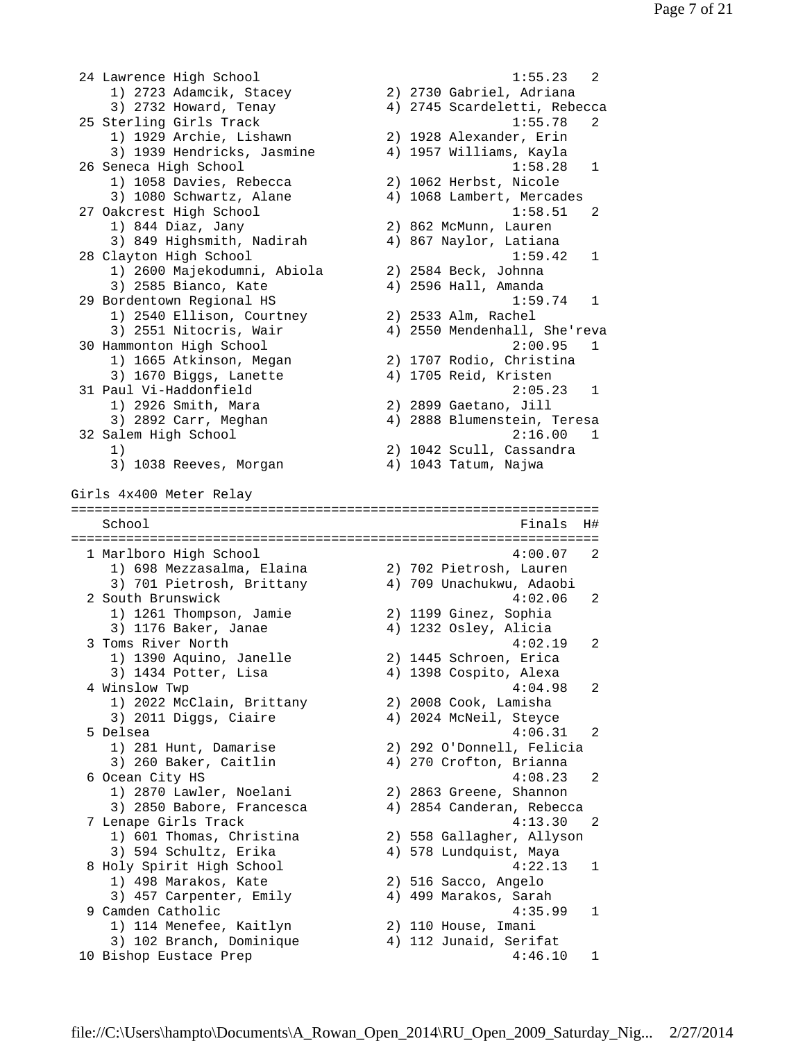```
 24 Lawrence High School                                1:55.23   2
    1) 2723 Adamcik, Stacey           2) 2730 Gabriel, Adriana
    3) 2732 Howard, Tenay             4) 2745 Scardeletti, Rebecca
 25 Sterling Girls Track                                1:55.78   2
    1) 1929 Archie, Lishawn           2) 1928 Alexander, Erin
    3) 1939 Hendricks, Jasmine        4) 1957 Williams, Kayla
 26 Seneca High School                                  1:58.28   1
    1) 1058 Davies, Rebecca           2) 1062 Herbst, Nicole
    3) 1080 Schwartz, Alane           4) 1068 Lambert, Mercades
 27 Oakcrest High School                                1:58.51   2
    1) 844 Diaz, Jany                 2) 862 McMunn, Lauren
    3) 849 Highsmith, Nadirah         4) 867 Naylor, Latiana
 28 Clayton High School                                 1:59.42   1
    1) 2600 Majekodumni, Abiola       2) 2584 Beck, Johnna
    3) 2585 Bianco, Kate              4) 2596 Hall, Amanda
 29 Bordentown Regional HS                              1:59.74   1
    1) 2540 Ellison, Courtney         2) 2533 Alm, Rachel
    3) 2551 Nitocris, Wair            4) 2550 Mendenhall, She'reva
 30 Hammonton High School                               2:00.95   1
    1) 1665 Atkinson, Megan           2) 1707 Rodio, Christina
    3) 1670 Biggs, Lanette            4) 1705 Reid, Kristen
 31 Paul Vi-Haddonfield                                 2:05.23   1
    1) 2926 Smith, Mara               2) 2899 Gaetano, Jill
    3) 2892 Carr, Meghan              4) 2888 Blumenstein, Teresa
 32 Salem High School                                   2:16.00   1
    1)                                2) 1042 Scull, Cassandra
    3) 1038 Reeves, Morgan            4) 1043 Tatum, Najwa

Girls 4x400 Meter Relay
===================================================================
    School                                               Finals  H#
===================================================================
  1 Marlboro High School                                4:00.07   2
    1) 698 Mezzasalma, Elaina         2) 702 Pietrosh, Lauren
    3) 701 Pietrosh, Brittany         4) 709 Unachukwu, Adaobi
  2 South Brunswick                                     4:02.06   2
    1) 1261 Thompson, Jamie           2) 1199 Ginez, Sophia
    3) 1176 Baker, Janae              4) 1232 Osley, Alicia
  3 Toms River North                                    4:02.19   2
    1) 1390 Aquino, Janelle           2) 1445 Schroen, Erica
    3) 1434 Potter, Lisa              4) 1398 Cospito, Alexa
  4 Winslow Twp                                         4:04.98   2
    1) 2022 McClain, Brittany         2) 2008 Cook, Lamisha
    3) 2011 Diggs, Ciaire             4) 2024 McNeil, Steyce
  5 Delsea                                              4:06.31   2
    1) 281 Hunt, Damarise             2) 292 O'Donnell, Felicia
    3) 260 Baker, Caitlin             4) 270 Crofton, Brianna
  6 Ocean City HS                                       4:08.23   2
    1) 2870 Lawler, Noelani           2) 2863 Greene, Shannon
    3) 2850 Babore, Francesca         4) 2854 Canderan, Rebecca
  7 Lenape Girls Track                                  4:13.30   2
    1) 601 Thomas, Christina          2) 558 Gallagher, Allyson
    3) 594 Schultz, Erika             4) 578 Lundquist, Maya
  8 Holy Spirit High School                             4:22.13   1
    1) 498 Marakos, Kate              2) 516 Sacco, Angelo
    3) 457 Carpenter, Emily           4) 499 Marakos, Sarah
  9 Camden Catholic                                     4:35.99   1
    1) 114 Menefee, Kaitlyn           2) 110 House, Imani
    3) 102 Branch, Dominique          4) 112 Junaid, Serifat
 10 Bishop Eustace Prep                                 4:46.10   1
```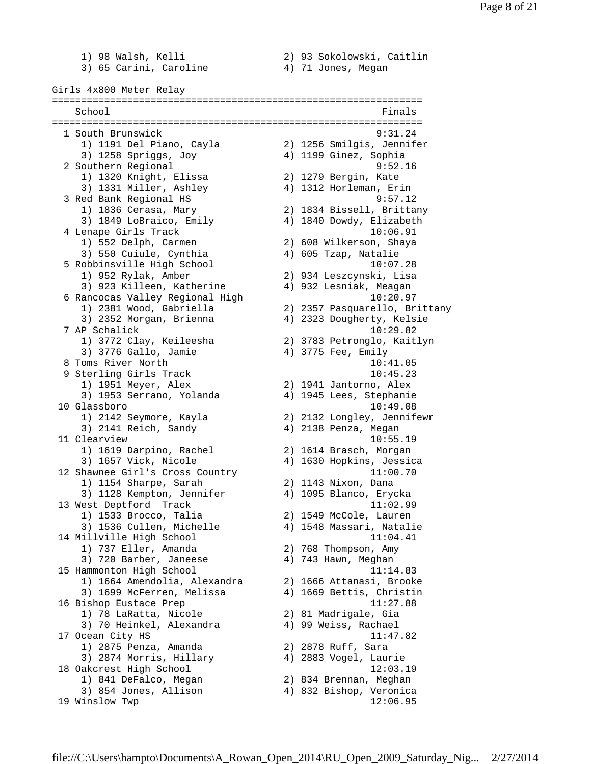```
     1) 98 Walsh, Kelli               2) 93 Sokolowski, Caitlin
     3) 65 Carini, Caroline           4) 71 Jones, Megan
```

Girls 4x800 Meter Relay

```
=============================================================
    School                                              Finals
=============================================================
  1 South Brunswick                                    9:31.24
     1) 1191 Del Piano, Cayla         2) 1256 Smilgis, Jennifer
     3) 1258 Spriggs, Joy             4) 1199 Ginez, Sophia
  2 Southern Regional                                  9:52.16
     1) 1320 Knight, Elissa           2) 1279 Bergin, Kate
     3) 1331 Miller, Ashley           4) 1312 Horleman, Erin
  3 Red Bank Regional HS                               9:57.12
     1) 1836 Cerasa, Mary             2) 1834 Bissell, Brittany
     3) 1849 LoBraico, Emily          4) 1840 Dowdy, Elizabeth
  4 Lenape Girls Track                                10:06.91
     1) 552 Delph, Carmen             2) 608 Wilkerson, Shaya
     3) 550 Cuiule, Cynthia           4) 605 Tzap, Natalie
  5 Robbinsville High School                          10:07.28
     1) 952 Rylak, Amber              2) 934 Leszcynski, Lisa
     3) 923 Killeen, Katherine        4) 932 Lesniak, Meagan
  6 Rancocas Valley Regional High                     10:20.97
     1) 2381 Wood, Gabriella          2) 2357 Pasquarello, Brittany
     3) 2352 Morgan, Brienna          4) 2323 Dougherty, Kelsie
  7 AP Schalick                                       10:29.82
     1) 3772 Clay, Keileesha          2) 3783 Petronglo, Kaitlyn
     3) 3776 Gallo, Jamie             4) 3775 Fee, Emily
  8 Toms River North                                  10:41.05
  9 Sterling Girls Track                              10:45.23
     1) 1951 Meyer, Alex              2) 1941 Jantorno, Alex
     3) 1953 Serrano, Yolanda         4) 1945 Lees, Stephanie
 10 Glassboro                                         10:49.08
     1) 2142 Seymore, Kayla           2) 2132 Longley, Jennifewr
     3) 2141 Reich, Sandy             4) 2138 Penza, Megan
 11 Clearview                                         10:55.19
     1) 1619 Darpino, Rachel          2) 1614 Brasch, Morgan
     3) 1657 Vick, Nicole             4) 1630 Hopkins, Jessica
 12 Shawnee Girl's Cross Country                      11:00.70
     1) 1154 Sharpe, Sarah            2) 1143 Nixon, Dana
     3) 1128 Kempton, Jennifer        4) 1095 Blanco, Erycka
 13 West Deptford  Track                              11:02.99
     1) 1533 Brocco, Talia            2) 1549 McCole, Lauren
     3) 1536 Cullen, Michelle         4) 1548 Massari, Natalie
 14 Millville High School                             11:04.41
     1) 737 Eller, Amanda             2) 768 Thompson, Amy
     3) 720 Barber, Janeese           4) 743 Hawn, Meghan
 15 Hammonton High School                             11:14.83
     1) 1664 Amendolia, Alexandra     2) 1666 Attanasi, Brooke
     3) 1699 McFerren, Melissa        4) 1669 Bettis, Christin
 16 Bishop Eustace Prep                               11:27.88
     1) 78 LaRatta, Nicole            2) 81 Madrigale, Gia
     3) 70 Heinkel, Alexandra         4) 99 Weiss, Rachael
 17 Ocean City HS                                     11:47.82
     1) 2875 Penza, Amanda            2) 2878 Ruff, Sara
     3) 2874 Morris, Hillary          4) 2883 Vogel, Laurie
 18 Oakcrest High School                              12:03.19
     1) 841 DeFalco, Megan            2) 834 Brennan, Meghan
     3) 854 Jones, Allison            4) 832 Bishop, Veronica
 19 Winslow Twp                                       12:06.95
```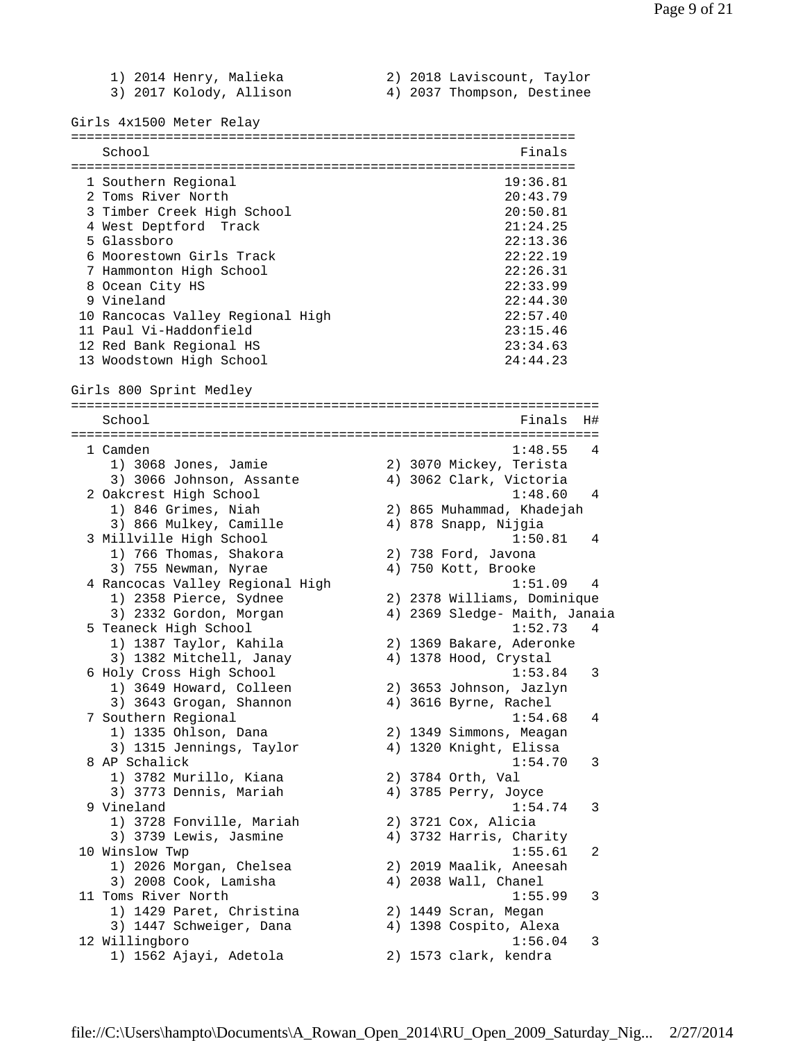1) 2014 Henry, Malieka 2) 2018 Laviscount, Taylor
3) 2017 Kolody, Allison 4) 2037 Thompson, Destinee

## Girls 4x1500 Meter Relay

| | School | Finals |
|---|---|---|
| 1 | Southern Regional | 19:36.81 |
| 2 | Toms River North | 20:43.79 |
| 3 | Timber Creek High School | 20:50.81 |
| 4 | West Deptford Track | 21:24.25 |
| 5 | Glassboro | 22:13.36 |
| 6 | Moorestown Girls Track | 22:22.19 |
| 7 | Hammonton High School | 22:26.31 |
| 8 | Ocean City HS | 22:33.99 |
| 9 | Vineland | 22:44.30 |
| 10 | Rancocas Valley Regional High | 22:57.40 |
| 11 | Paul Vi-Haddonfield | 23:15.46 |
| 12 | Red Bank Regional HS | 23:34.63 |
| 13 | Woodstown High School | 24:44.23 |

## Girls 800 Sprint Medley

| | School | Finals | H# |
|---|---|---|---|
| 1 | Camden | 1:48.55 | 4 |
| | 1) 3068 Jones, Jamie; 2) 3070 Mickey, Terista; 3) 3066 Johnson, Assante; 4) 3062 Clark, Victoria | | |
| 2 | Oakcrest High School | 1:48.60 | 4 |
| | 1) 846 Grimes, Niah; 2) 865 Muhammad, Khadejah; 3) 866 Mulkey, Camille; 4) 878 Snapp, Nijgia | | |
| 3 | Millville High School | 1:50.81 | 4 |
| | 1) 766 Thomas, Shakora; 2) 738 Ford, Javona; 3) 755 Newman, Nyrae; 4) 750 Kott, Brooke | | |
| 4 | Rancocas Valley Regional High | 1:51.09 | 4 |
| | 1) 2358 Pierce, Sydnee; 2) 2378 Williams, Dominique; 3) 2332 Gordon, Morgan; 4) 2369 Sledge- Maith, Janaia | | |
| 5 | Teaneck High School | 1:52.73 | 4 |
| | 1) 1387 Taylor, Kahila; 2) 1369 Bakare, Aderonke; 3) 1382 Mitchell, Janay; 4) 1378 Hood, Crystal | | |
| 6 | Holy Cross High School | 1:53.84 | 3 |
| | 1) 3649 Howard, Colleen; 2) 3653 Johnson, Jazlyn; 3) 3643 Grogan, Shannon; 4) 3616 Byrne, Rachel | | |
| 7 | Southern Regional | 1:54.68 | 4 |
| | 1) 1335 Ohlson, Dana; 2) 1349 Simmons, Meagan; 3) 1315 Jennings, Taylor; 4) 1320 Knight, Elissa | | |
| 8 | AP Schalick | 1:54.70 | 3 |
| | 1) 3782 Murillo, Kiana; 2) 3784 Orth, Val; 3) 3773 Dennis, Mariah; 4) 3785 Perry, Joyce | | |
| 9 | Vineland | 1:54.74 | 3 |
| | 1) 3728 Fonville, Mariah; 2) 3721 Cox, Alicia; 3) 3739 Lewis, Jasmine; 4) 3732 Harris, Charity | | |
| 10 | Winslow Twp | 1:55.61 | 2 |
| | 1) 2026 Morgan, Chelsea; 2) 2019 Maalik, Aneesah; 3) 2008 Cook, Lamisha; 4) 2038 Wall, Chanel | | |
| 11 | Toms River North | 1:55.99 | 3 |
| | 1) 1429 Paret, Christina; 2) 1449 Scran, Megan; 3) 1447 Schweiger, Dana; 4) 1398 Cospito, Alexa | | |
| 12 | Willingboro | 1:56.04 | 3 |
| | 1) 1562 Ajayi, Adetola; 2) 1573 clark, kendra | | |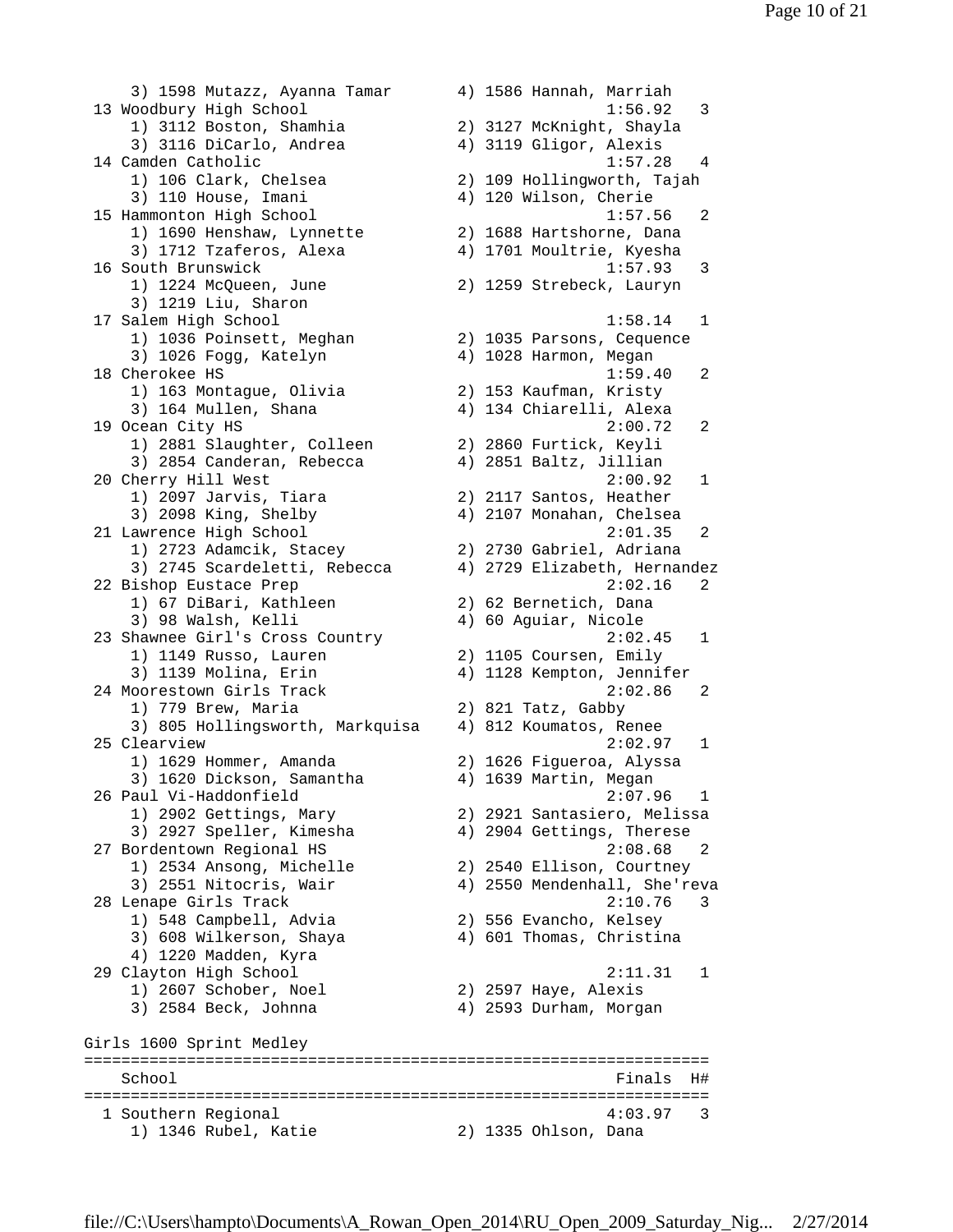```
     3) 1598 Mutazz, Ayanna Tamar       4) 1586 Hannah, Marriah
 13 Woodbury High School                            1:56.92   3
     1) 3112 Boston, Shamhia            2) 3127 McKnight, Shayla
     3) 3116 DiCarlo, Andrea            4) 3119 Gligor, Alexis
 14 Camden Catholic                                 1:57.28   4
     1) 106 Clark, Chelsea              2) 109 Hollingworth, Tajah
     3) 110 House, Imani                4) 120 Wilson, Cherie
 15 Hammonton High School                           1:57.56   2
     1) 1690 Henshaw, Lynnette          2) 1688 Hartshorne, Dana
     3) 1712 Tzaferos, Alexa            4) 1701 Moultrie, Kyesha
 16 South Brunswick                                 1:57.93   3
     1) 1224 McQueen, June              2) 1259 Strebeck, Lauryn
     3) 1219 Liu, Sharon
 17 Salem High School                               1:58.14   1
     1) 1036 Poinsett, Meghan           2) 1035 Parsons, Cequence
     3) 1026 Fogg, Katelyn              4) 1028 Harmon, Megan
 18 Cherokee HS                                     1:59.40   2
     1) 163 Montague, Olivia            2) 153 Kaufman, Kristy
     3) 164 Mullen, Shana               4) 134 Chiarelli, Alexa
 19 Ocean City HS                                   2:00.72   2
     1) 2881 Slaughter, Colleen         2) 2860 Furtick, Keyli
     3) 2854 Canderan, Rebecca          4) 2851 Baltz, Jillian
 20 Cherry Hill West                                2:00.92   1
     1) 2097 Jarvis, Tiara              2) 2117 Santos, Heather
     3) 2098 King, Shelby               4) 2107 Monahan, Chelsea
 21 Lawrence High School                            2:01.35   2
     1) 2723 Adamcik, Stacey            2) 2730 Gabriel, Adriana
     3) 2745 Scardeletti, Rebecca       4) 2729 Elizabeth, Hernandez
 22 Bishop Eustace Prep                             2:02.16   2
     1) 67 DiBari, Kathleen             2) 62 Bernetich, Dana
     3) 98 Walsh, Kelli                 4) 60 Aguiar, Nicole
 23 Shawnee Girl's Cross Country                    2:02.45   1
     1) 1149 Russo, Lauren              2) 1105 Coursen, Emily
     3) 1139 Molina, Erin               4) 1128 Kempton, Jennifer
 24 Moorestown Girls Track                          2:02.86   2
     1) 779 Brew, Maria                 2) 821 Tatz, Gabby
     3) 805 Hollingsworth, Markquisa    4) 812 Koumatos, Renee
 25 Clearview                                       2:02.97   1
     1) 1629 Hommer, Amanda             2) 1626 Figueroa, Alyssa
     3) 1620 Dickson, Samantha          4) 1639 Martin, Megan
 26 Paul Vi-Haddonfield                             2:07.96   1
     1) 2902 Gettings, Mary             2) 2921 Santasiero, Melissa
     3) 2927 Speller, Kimesha           4) 2904 Gettings, Therese
 27 Bordentown Regional HS                          2:08.68   2
     1) 2534 Ansong, Michelle           2) 2540 Ellison, Courtney
     3) 2551 Nitocris, Wair             4) 2550 Mendenhall, She'reva
 28 Lenape Girls Track                              2:10.76   3
     1) 548 Campbell, Advia             2) 556 Evancho, Kelsey
     3) 608 Wilkerson, Shaya            4) 601 Thomas, Christina
     4) 1220 Madden, Kyra
 29 Clayton High School                             2:11.31   1
     1) 2607 Schober, Noel              2) 2597 Haye, Alexis
     3) 2584 Beck, Johnna               4) 2593 Durham, Morgan

Girls 1600 Sprint Medley
===================================================================
    School                                            Finals  H#
===================================================================
  1 Southern Regional                               4:03.97   3
     1) 1346 Rubel, Katie               2) 1335 Ohlson, Dana
```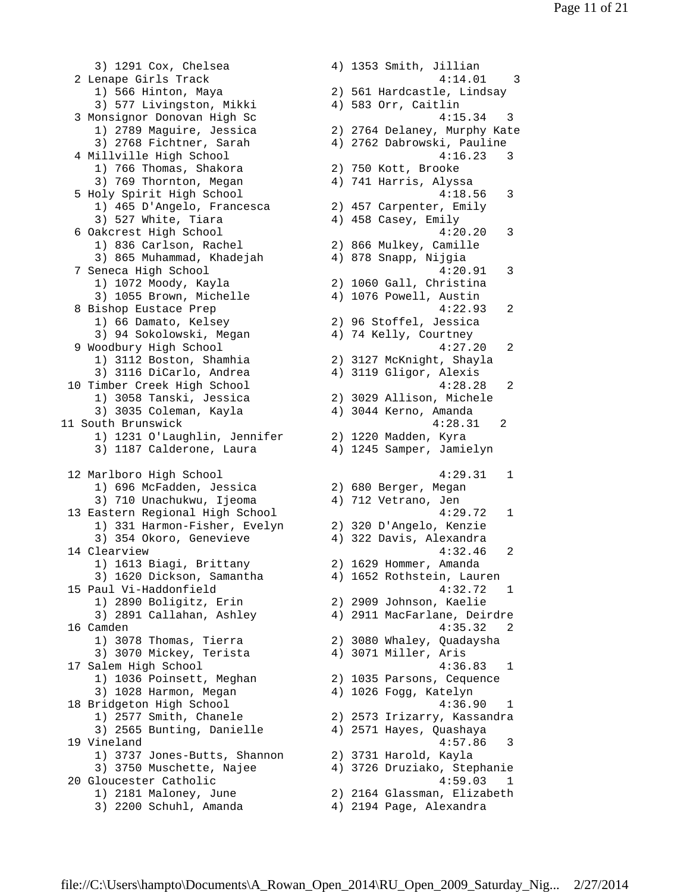```
    3) 1291 Cox, Chelsea              4) 1353 Smith, Jillian
  2 Lenape Girls Track                                4:14.01    3
    1) 566 Hinton, Maya               2) 561 Hardcastle, Lindsay
    3) 577 Livingston, Mikki          4) 583 Orr, Caitlin
  3 Monsignor Donovan High Sc                         4:15.34   3
    1) 2789 Maguire, Jessica          2) 2764 Delaney, Murphy Kate
    3) 2768 Fichtner, Sarah           4) 2762 Dabrowski, Pauline
  4 Millville High School                             4:16.23   3
    1) 766 Thomas, Shakora            2) 750 Kott, Brooke
    3) 769 Thornton, Megan            4) 741 Harris, Alyssa
  5 Holy Spirit High School                           4:18.56   3
    1) 465 D'Angelo, Francesca        2) 457 Carpenter, Emily
    3) 527 White, Tiara               4) 458 Casey, Emily
  6 Oakcrest High School                              4:20.20   3
    1) 836 Carlson, Rachel            2) 866 Mulkey, Camille
    3) 865 Muhammad, Khadejah         4) 878 Snapp, Nijgia
  7 Seneca High School                                4:20.91   3
    1) 1072 Moody, Kayla              2) 1060 Gall, Christina
    3) 1055 Brown, Michelle           4) 1076 Powell, Austin
  8 Bishop Eustace Prep                               4:22.93   2
    1) 66 Damato, Kelsey              2) 96 Stoffel, Jessica
    3) 94 Sokolowski, Megan           4) 74 Kelly, Courtney
  9 Woodbury High School                              4:27.20   2
    1) 3112 Boston, Shamhia           2) 3127 McKnight, Shayla
    3) 3116 DiCarlo, Andrea           4) 3119 Gligor, Alexis
 10 Timber Creek High School                          4:28.28   2
    1) 3058 Tanski, Jessica           2) 3029 Allison, Michele
    3) 3035 Coleman, Kayla            4) 3044 Kerno, Amanda
11 South Brunswick                                   4:28.31   2
    1) 1231 O'Laughlin, Jennifer      2) 1220 Madden, Kyra
    3) 1187 Calderone, Laura          4) 1245 Samper, Jamielyn

 12 Marlboro High School                              4:29.31   1
    1) 696 McFadden, Jessica          2) 680 Berger, Megan
    3) 710 Unachukwu, Ijeoma          4) 712 Vetrano, Jen
 13 Eastern Regional High School                      4:29.72   1
    1) 331 Harmon-Fisher, Evelyn      2) 320 D'Angelo, Kenzie
    3) 354 Okoro, Genevieve           4) 322 Davis, Alexandra
 14 Clearview                                         4:32.46   2
    1) 1613 Biagi, Brittany           2) 1629 Hommer, Amanda
    3) 1620 Dickson, Samantha         4) 1652 Rothstein, Lauren
 15 Paul Vi-Haddonfield                               4:32.72   1
    1) 2890 Boligitz, Erin            2) 2909 Johnson, Kaelie
    3) 2891 Callahan, Ashley          4) 2911 MacFarlane, Deirdre
 16 Camden                                            4:35.32   2
    1) 3078 Thomas, Tierra            2) 3080 Whaley, Quadaysha
    3) 3070 Mickey, Terista           4) 3071 Miller, Aris
 17 Salem High School                                 4:36.83   1
    1) 1036 Poinsett, Meghan          2) 1035 Parsons, Cequence
    3) 1028 Harmon, Megan             4) 1026 Fogg, Katelyn
 18 Bridgeton High School                             4:36.90   1
    1) 2577 Smith, Chanele            2) 2573 Irizarry, Kassandra
    3) 2565 Bunting, Danielle         4) 2571 Hayes, Quashaya
 19 Vineland                                          4:57.86   3
    1) 3737 Jones-Butts, Shannon      2) 3731 Harold, Kayla
    3) 3750 Muschette, Najee          4) 3726 Druziako, Stephanie
 20 Gloucester Catholic                               4:59.03   1
    1) 2181 Maloney, June             2) 2164 Glassman, Elizabeth
    3) 2200 Schuhl, Amanda            4) 2194 Page, Alexandra
```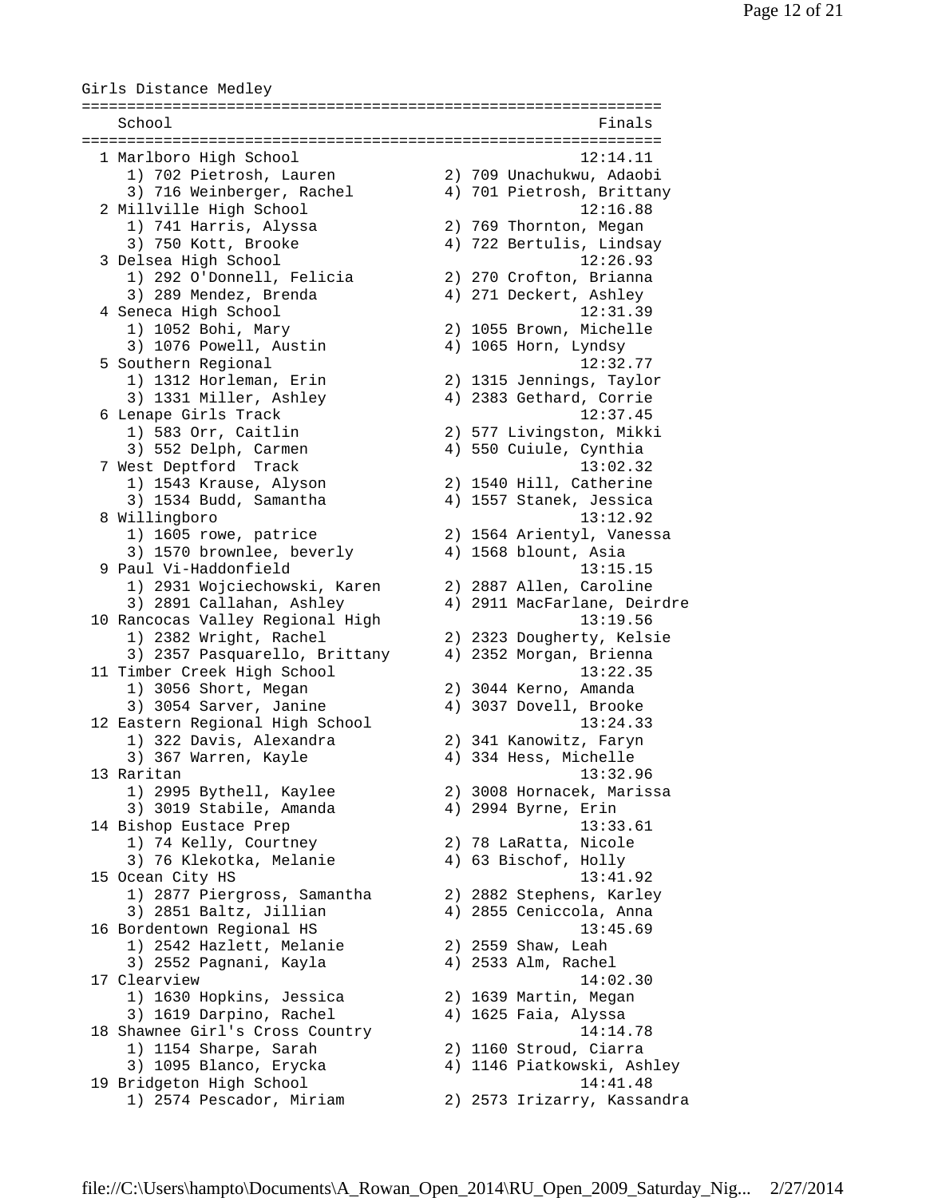## Girls Distance Medley

| Place | School | Finals |
|---|---|---|
| 1 | Marlboro High School | 12:14.11 |
| | 1) 702 Pietrosh, Lauren; 2) 709 Unachukwu, Adaobi; 3) 716 Weinberger, Rachel; 4) 701 Pietrosh, Brittany | |
| 2 | Millville High School | 12:16.88 |
| | 1) 741 Harris, Alyssa; 2) 769 Thornton, Megan; 3) 750 Kott, Brooke; 4) 722 Bertulis, Lindsay | |
| 3 | Delsea High School | 12:26.93 |
| | 1) 292 O'Donnell, Felicia; 2) 270 Crofton, Brianna; 3) 289 Mendez, Brenda; 4) 271 Deckert, Ashley | |
| 4 | Seneca High School | 12:31.39 |
| | 1) 1052 Bohi, Mary; 2) 1055 Brown, Michelle; 3) 1076 Powell, Austin; 4) 1065 Horn, Lyndsy | |
| 5 | Southern Regional | 12:32.77 |
| | 1) 1312 Horleman, Erin; 2) 1315 Jennings, Taylor; 3) 1331 Miller, Ashley; 4) 2383 Gethard, Corrie | |
| 6 | Lenape Girls Track | 12:37.45 |
| | 1) 583 Orr, Caitlin; 2) 577 Livingston, Mikki; 3) 552 Delph, Carmen; 4) 550 Cuiule, Cynthia | |
| 7 | West Deptford Track | 13:02.32 |
| | 1) 1543 Krause, Alyson; 2) 1540 Hill, Catherine; 3) 1534 Budd, Samantha; 4) 1557 Stanek, Jessica | |
| 8 | Willingboro | 13:12.92 |
| | 1) 1605 rowe, patrice; 2) 1564 Arientyl, Vanessa; 3) 1570 brownlee, beverly; 4) 1568 blount, Asia | |
| 9 | Paul Vi-Haddonfield | 13:15.15 |
| | 1) 2931 Wojciechowski, Karen; 2) 2887 Allen, Caroline; 3) 2891 Callahan, Ashley; 4) 2911 MacFarlane, Deirdre | |
| 10 | Rancocas Valley Regional High | 13:19.56 |
| | 1) 2382 Wright, Rachel; 2) 2323 Dougherty, Kelsie; 3) 2357 Pasquarello, Brittany; 4) 2352 Morgan, Brienna | |
| 11 | Timber Creek High School | 13:22.35 |
| | 1) 3056 Short, Megan; 2) 3044 Kerno, Amanda; 3) 3054 Sarver, Janine; 4) 3037 Dovell, Brooke | |
| 12 | Eastern Regional High School | 13:24.33 |
| | 1) 322 Davis, Alexandra; 2) 341 Kanowitz, Faryn; 3) 367 Warren, Kayle; 4) 334 Hess, Michelle | |
| 13 | Raritan | 13:32.96 |
| | 1) 2995 Bythell, Kaylee; 2) 3008 Hornacek, Marissa; 3) 3019 Stabile, Amanda; 4) 2994 Byrne, Erin | |
| 14 | Bishop Eustace Prep | 13:33.61 |
| | 1) 74 Kelly, Courtney; 2) 78 LaRatta, Nicole; 3) 76 Klekotka, Melanie; 4) 63 Bischof, Holly | |
| 15 | Ocean City HS | 13:41.92 |
| | 1) 2877 Piergross, Samantha; 2) 2882 Stephens, Karley; 3) 2851 Baltz, Jillian; 4) 2855 Ceniccola, Anna | |
| 16 | Bordentown Regional HS | 13:45.69 |
| | 1) 2542 Hazlett, Melanie; 2) 2559 Shaw, Leah; 3) 2552 Pagnani, Kayla; 4) 2533 Alm, Rachel | |
| 17 | Clearview | 14:02.30 |
| | 1) 1630 Hopkins, Jessica; 2) 1639 Martin, Megan; 3) 1619 Darpino, Rachel; 4) 1625 Faia, Alyssa | |
| 18 | Shawnee Girl's Cross Country | 14:14.78 |
| | 1) 1154 Sharpe, Sarah; 2) 1160 Stroud, Ciarra; 3) 1095 Blanco, Erycka; 4) 1146 Piatkowski, Ashley | |
| 19 | Bridgeton High School | 14:41.48 |
| | 1) 2574 Pescador, Miriam; 2) 2573 Irizarry, Kassandra | |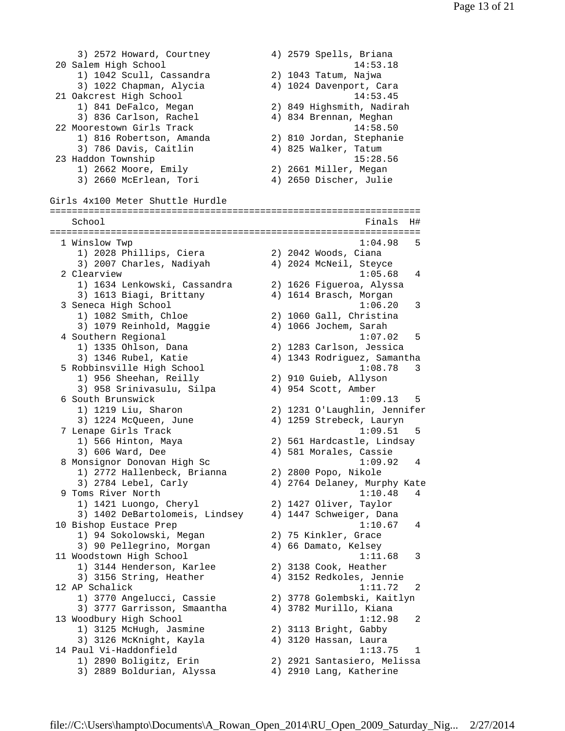```
    3) 2572 Howard, Courtney          4) 2579 Spells, Briana
 20 Salem High School                               14:53.18
    1) 1042 Scull, Cassandra          2) 1043 Tatum, Najwa
    3) 1022 Chapman, Alycia           4) 1024 Davenport, Cara
 21 Oakcrest High School                            14:53.45
    1) 841 DeFalco, Megan             2) 849 Highsmith, Nadirah
    3) 836 Carlson, Rachel            4) 834 Brennan, Meghan
 22 Moorestown Girls Track                          14:58.50
    1) 816 Robertson, Amanda          2) 810 Jordan, Stephanie
    3) 786 Davis, Caitlin             4) 825 Walker, Tatum
 23 Haddon Township                                 15:28.56
    1) 2662 Moore, Emily              2) 2661 Miller, Megan
    3) 2660 McErlean, Tori            4) 2650 Discher, Julie

Girls 4x100 Meter Shuttle Hurdle
===================================================================
    School                                            Finals  H#
===================================================================
  1 Winslow Twp                                      1:04.98   5
    1) 2028 Phillips, Ciera           2) 2042 Woods, Ciana
    3) 2007 Charles, Nadiyah          4) 2024 McNeil, Steyce
  2 Clearview                                        1:05.68   4
    1) 1634 Lenkowski, Cassandra      2) 1626 Figueroa, Alyssa
    3) 1613 Biagi, Brittany           4) 1614 Brasch, Morgan
  3 Seneca High School                               1:06.20   3
    1) 1082 Smith, Chloe              2) 1060 Gall, Christina
    3) 1079 Reinhold, Maggie          4) 1066 Jochem, Sarah
  4 Southern Regional                                1:07.02   5
    1) 1335 Ohlson, Dana              2) 1283 Carlson, Jessica
    3) 1346 Rubel, Katie              4) 1343 Rodriguez, Samantha
  5 Robbinsville High School                         1:08.78   3
    1) 956 Sheehan, Reilly            2) 910 Guieb, Allyson
    3) 958 Srinivasulu, Silpa         4) 954 Scott, Amber
  6 South Brunswick                                  1:09.13   5
    1) 1219 Liu, Sharon               2) 1231 O'Laughlin, Jennifer
    3) 1224 McQueen, June             4) 1259 Strebeck, Lauryn
  7 Lenape Girls Track                               1:09.51   5
    1) 566 Hinton, Maya               2) 561 Hardcastle, Lindsay
    3) 606 Ward, Dee                  4) 581 Morales, Cassie
  8 Monsignor Donovan High Sc                        1:09.92   4
    1) 2772 Hallenbeck, Brianna       2) 2800 Popo, Nikole
    3) 2784 Lebel, Carly              4) 2764 Delaney, Murphy Kate
  9 Toms River North                                 1:10.48   4
    1) 1421 Luongo, Cheryl            2) 1427 Oliver, Taylor
    3) 1402 DeBartolomeis, Lindsey    4) 1447 Schweiger, Dana
 10 Bishop Eustace Prep                              1:10.67   4
    1) 94 Sokolowski, Megan           2) 75 Kinkler, Grace
    3) 90 Pellegrino, Morgan          4) 66 Damato, Kelsey
 11 Woodstown High School                            1:11.68   3
    1) 3144 Henderson, Karlee         2) 3138 Cook, Heather
    3) 3156 String, Heather           4) 3152 Redkoles, Jennie
 12 AP Schalick                                      1:11.72   2
    1) 3770 Angelucci, Cassie         2) 3778 Golembski, Kaitlyn
    3) 3777 Garrisson, Smaantha       4) 3782 Murillo, Kiana
 13 Woodbury High School                             1:12.98   2
    1) 3125 McHugh, Jasmine           2) 3113 Bright, Gabby
    3) 3126 McKnight, Kayla           4) 3120 Hassan, Laura
 14 Paul Vi-Haddonfield                              1:13.75   1
    1) 2890 Boligitz, Erin            2) 2921 Santasiero, Melissa
    3) 2889 Boldurian, Alyssa         4) 2910 Lang, Katherine
```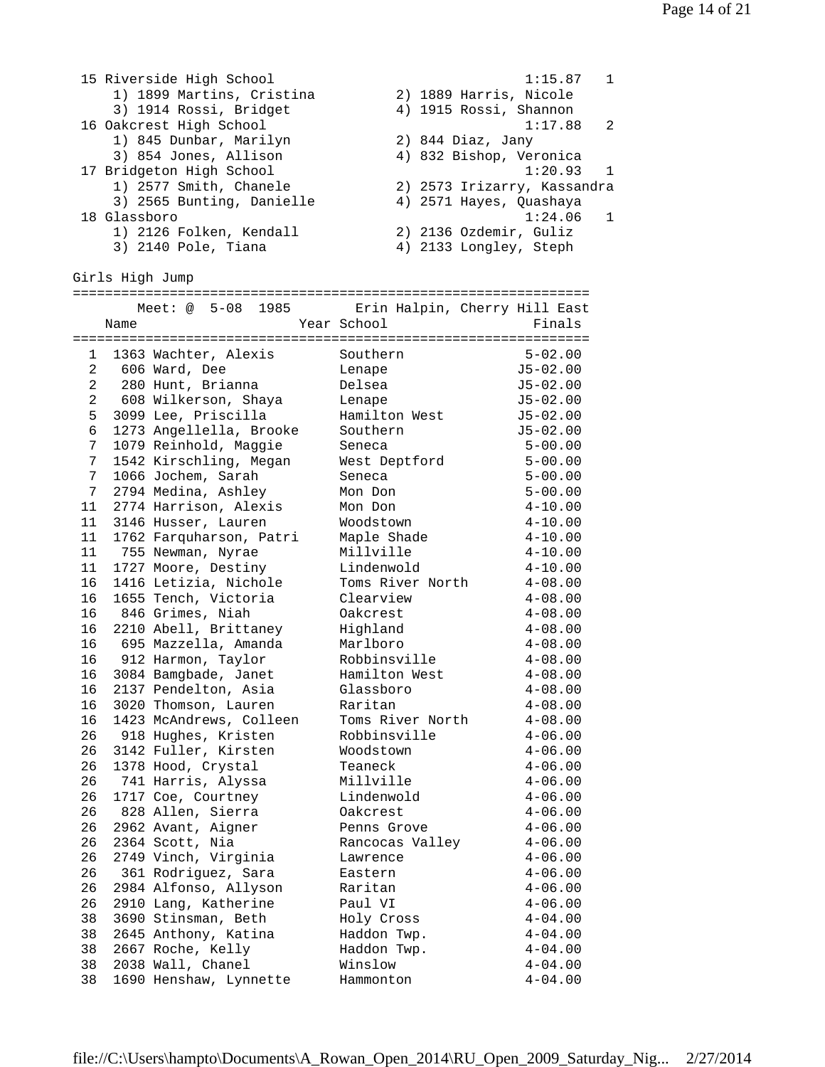| Place | Team | Time | Heat |
|---|---|---|---|
| 15 | Riverside High School | 1:15.87 | 1 |
| | 1) 1899 Martins, Cristina; 2) 1889 Harris, Nicole; 3) 1914 Rossi, Bridget; 4) 1915 Rossi, Shannon | | |
| 16 | Oakcrest High School | 1:17.88 | 2 |
| | 1) 845 Dunbar, Marilyn; 2) 844 Diaz, Jany; 3) 854 Jones, Allison; 4) 832 Bishop, Veronica | | |
| 17 | Bridgeton High School | 1:20.93 | 1 |
| | 1) 2577 Smith, Chanele; 2) 2573 Irizarry, Kassandra; 3) 2565 Bunting, Danielle; 4) 2571 Hayes, Quashaya | | |
| 18 | Glassboro | 1:24.06 | 1 |
| | 1) 2126 Folken, Kendall; 2) 2136 Ozdemir, Guliz; 3) 2140 Pole, Tiana; 4) 2133 Longley, Steph | | |

## Girls High Jump

Meet: @ 5-08 1985 Erin Halpin, Cherry Hill East

| Place | Name | Year | School | Finals |
|---|---|---|---|---|
| 1 | 1363 Wachter, Alexis | | Southern | 5-02.00 |
| 2 | 606 Ward, Dee | | Lenape | J5-02.00 |
| 2 | 280 Hunt, Brianna | | Delsea | J5-02.00 |
| 2 | 608 Wilkerson, Shaya | | Lenape | J5-02.00 |
| 5 | 3099 Lee, Priscilla | | Hamilton West | J5-02.00 |
| 6 | 1273 Angellella, Brooke | | Southern | J5-02.00 |
| 7 | 1079 Reinhold, Maggie | | Seneca | 5-00.00 |
| 7 | 1542 Kirschling, Megan | | West Deptford | 5-00.00 |
| 7 | 1066 Jochem, Sarah | | Seneca | 5-00.00 |
| 7 | 2794 Medina, Ashley | | Mon Don | 5-00.00 |
| 11 | 2774 Harrison, Alexis | | Mon Don | 4-10.00 |
| 11 | 3146 Husser, Lauren | | Woodstown | 4-10.00 |
| 11 | 1762 Farquharson, Patri | | Maple Shade | 4-10.00 |
| 11 | 755 Newman, Nyrae | | Millville | 4-10.00 |
| 11 | 1727 Moore, Destiny | | Lindenwold | 4-10.00 |
| 16 | 1416 Letizia, Nichole | | Toms River North | 4-08.00 |
| 16 | 1655 Tench, Victoria | | Clearview | 4-08.00 |
| 16 | 846 Grimes, Niah | | Oakcrest | 4-08.00 |
| 16 | 2210 Abell, Brittaney | | Highland | 4-08.00 |
| 16 | 695 Mazzella, Amanda | | Marlboro | 4-08.00 |
| 16 | 912 Harmon, Taylor | | Robbinsville | 4-08.00 |
| 16 | 3084 Bamgbade, Janet | | Hamilton West | 4-08.00 |
| 16 | 2137 Pendelton, Asia | | Glassboro | 4-08.00 |
| 16 | 3020 Thomson, Lauren | | Raritan | 4-08.00 |
| 16 | 1423 McAndrews, Colleen | | Toms River North | 4-08.00 |
| 26 | 918 Hughes, Kristen | | Robbinsville | 4-06.00 |
| 26 | 3142 Fuller, Kirsten | | Woodstown | 4-06.00 |
| 26 | 1378 Hood, Crystal | | Teaneck | 4-06.00 |
| 26 | 741 Harris, Alyssa | | Millville | 4-06.00 |
| 26 | 1717 Coe, Courtney | | Lindenwold | 4-06.00 |
| 26 | 828 Allen, Sierra | | Oakcrest | 4-06.00 |
| 26 | 2962 Avant, Aigner | | Penns Grove | 4-06.00 |
| 26 | 2364 Scott, Nia | | Rancocas Valley | 4-06.00 |
| 26 | 2749 Vinch, Virginia | | Lawrence | 4-06.00 |
| 26 | 361 Rodriguez, Sara | | Eastern | 4-06.00 |
| 26 | 2984 Alfonso, Allyson | | Raritan | 4-06.00 |
| 26 | 2910 Lang, Katherine | | Paul VI | 4-06.00 |
| 38 | 3690 Stinsman, Beth | | Holy Cross | 4-04.00 |
| 38 | 2645 Anthony, Katina | | Haddon Twp. | 4-04.00 |
| 38 | 2667 Roche, Kelly | | Haddon Twp. | 4-04.00 |
| 38 | 2038 Wall, Chanel | | Winslow | 4-04.00 |
| 38 | 1690 Henshaw, Lynnette | | Hammonton | 4-04.00 |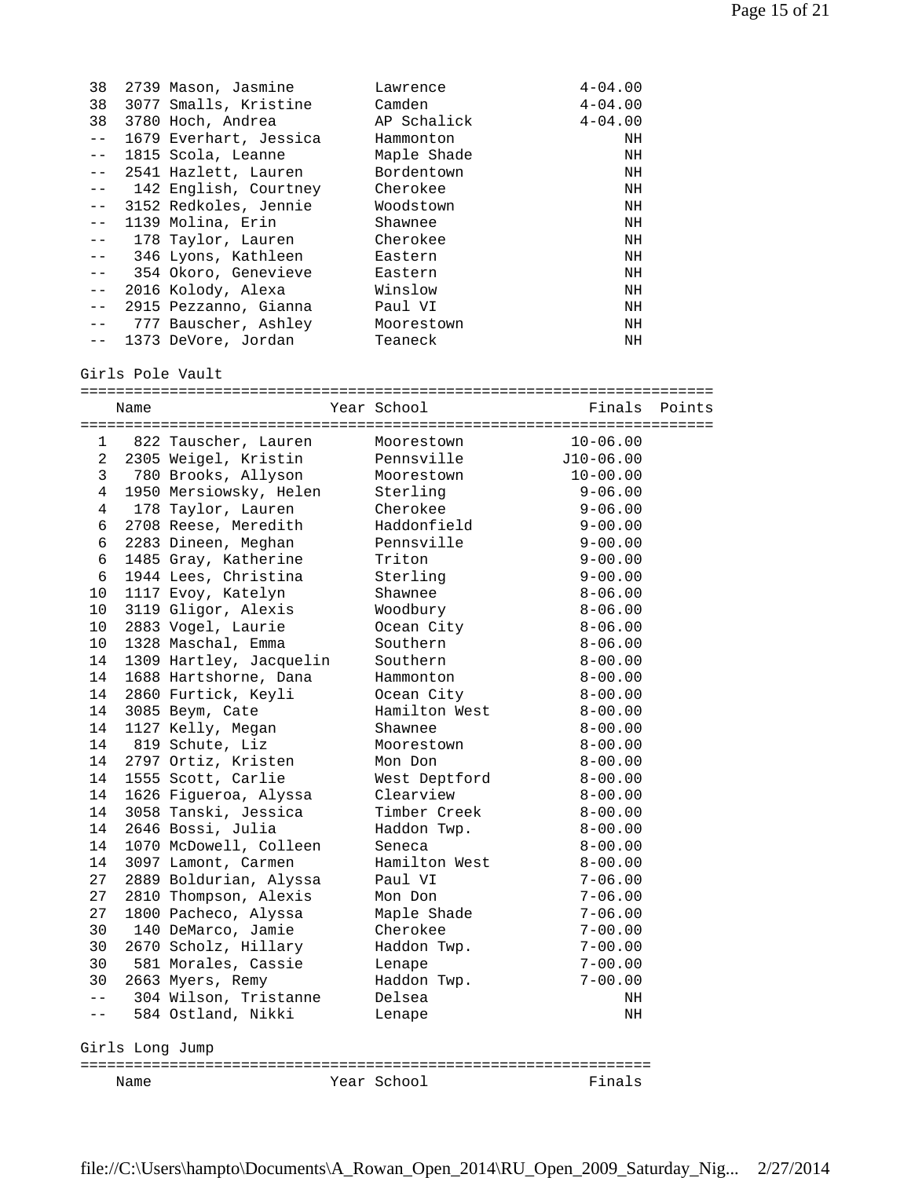| Place | Name | Year | School | Finals |
|---|---|---|---|---|
| 38 | 2739 Mason, Jasmine | | Lawrence | 4-04.00 |
| 38 | 3077 Smalls, Kristine | | Camden | 4-04.00 |
| 38 | 3780 Hoch, Andrea | | AP Schalick | 4-04.00 |
| -- | 1679 Everhart, Jessica | | Hammonton | NH |
| -- | 1815 Scola, Leanne | | Maple Shade | NH |
| -- | 2541 Hazlett, Lauren | | Bordentown | NH |
| -- | 142 English, Courtney | | Cherokee | NH |
| -- | 3152 Redkoles, Jennie | | Woodstown | NH |
| -- | 1139 Molina, Erin | | Shawnee | NH |
| -- | 178 Taylor, Lauren | | Cherokee | NH |
| -- | 346 Lyons, Kathleen | | Eastern | NH |
| -- | 354 Okoro, Genevieve | | Eastern | NH |
| -- | 2016 Kolody, Alexa | | Winslow | NH |
| -- | 2915 Pezzanno, Gianna | | Paul VI | NH |
| -- | 777 Bauscher, Ashley | | Moorestown | NH |
| -- | 1373 DeVore, Jordan | | Teaneck | NH |

## Girls Pole Vault

| Place | Name | Year | School | Finals | Points |
|---|---|---|---|---|---|
| 1 | 822 Tauscher, Lauren | | Moorestown | 10-06.00 | |
| 2 | 2305 Weigel, Kristin | | Pennsville | J10-06.00 | |
| 3 | 780 Brooks, Allyson | | Moorestown | 10-00.00 | |
| 4 | 1950 Mersiowsky, Helen | | Sterling | 9-06.00 | |
| 4 | 178 Taylor, Lauren | | Cherokee | 9-06.00 | |
| 6 | 2708 Reese, Meredith | | Haddonfield | 9-00.00 | |
| 6 | 2283 Dineen, Meghan | | Pennsville | 9-00.00 | |
| 6 | 1485 Gray, Katherine | | Triton | 9-00.00 | |
| 6 | 1944 Lees, Christina | | Sterling | 9-00.00 | |
| 10 | 1117 Evoy, Katelyn | | Shawnee | 8-06.00 | |
| 10 | 3119 Gligor, Alexis | | Woodbury | 8-06.00 | |
| 10 | 2883 Vogel, Laurie | | Ocean City | 8-06.00 | |
| 10 | 1328 Maschal, Emma | | Southern | 8-06.00 | |
| 14 | 1309 Hartley, Jacquelin | | Southern | 8-00.00 | |
| 14 | 1688 Hartshorne, Dana | | Hammonton | 8-00.00 | |
| 14 | 2860 Furtick, Keyli | | Ocean City | 8-00.00 | |
| 14 | 3085 Beym, Cate | | Hamilton West | 8-00.00 | |
| 14 | 1127 Kelly, Megan | | Shawnee | 8-00.00 | |
| 14 | 819 Schute, Liz | | Moorestown | 8-00.00 | |
| 14 | 2797 Ortiz, Kristen | | Mon Don | 8-00.00 | |
| 14 | 1555 Scott, Carlie | | West Deptford | 8-00.00 | |
| 14 | 1626 Figueroa, Alyssa | | Clearview | 8-00.00 | |
| 14 | 3058 Tanski, Jessica | | Timber Creek | 8-00.00 | |
| 14 | 2646 Bossi, Julia | | Haddon Twp. | 8-00.00 | |
| 14 | 1070 McDowell, Colleen | | Seneca | 8-00.00 | |
| 14 | 3097 Lamont, Carmen | | Hamilton West | 8-00.00 | |
| 27 | 2889 Boldurian, Alyssa | | Paul VI | 7-06.00 | |
| 27 | 2810 Thompson, Alexis | | Mon Don | 7-06.00 | |
| 27 | 1800 Pacheco, Alyssa | | Maple Shade | 7-06.00 | |
| 30 | 140 DeMarco, Jamie | | Cherokee | 7-00.00 | |
| 30 | 2670 Scholz, Hillary | | Haddon Twp. | 7-00.00 | |
| 30 | 581 Morales, Cassie | | Lenape | 7-00.00 | |
| 30 | 2663 Myers, Remy | | Haddon Twp. | 7-00.00 | |
| -- | 304 Wilson, Tristanne | | Delsea | NH | |
| -- | 584 Ostland, Nikki | | Lenape | NH | |

## Girls Long Jump

| Name | Year | School | Finals |
|---|---|---|---|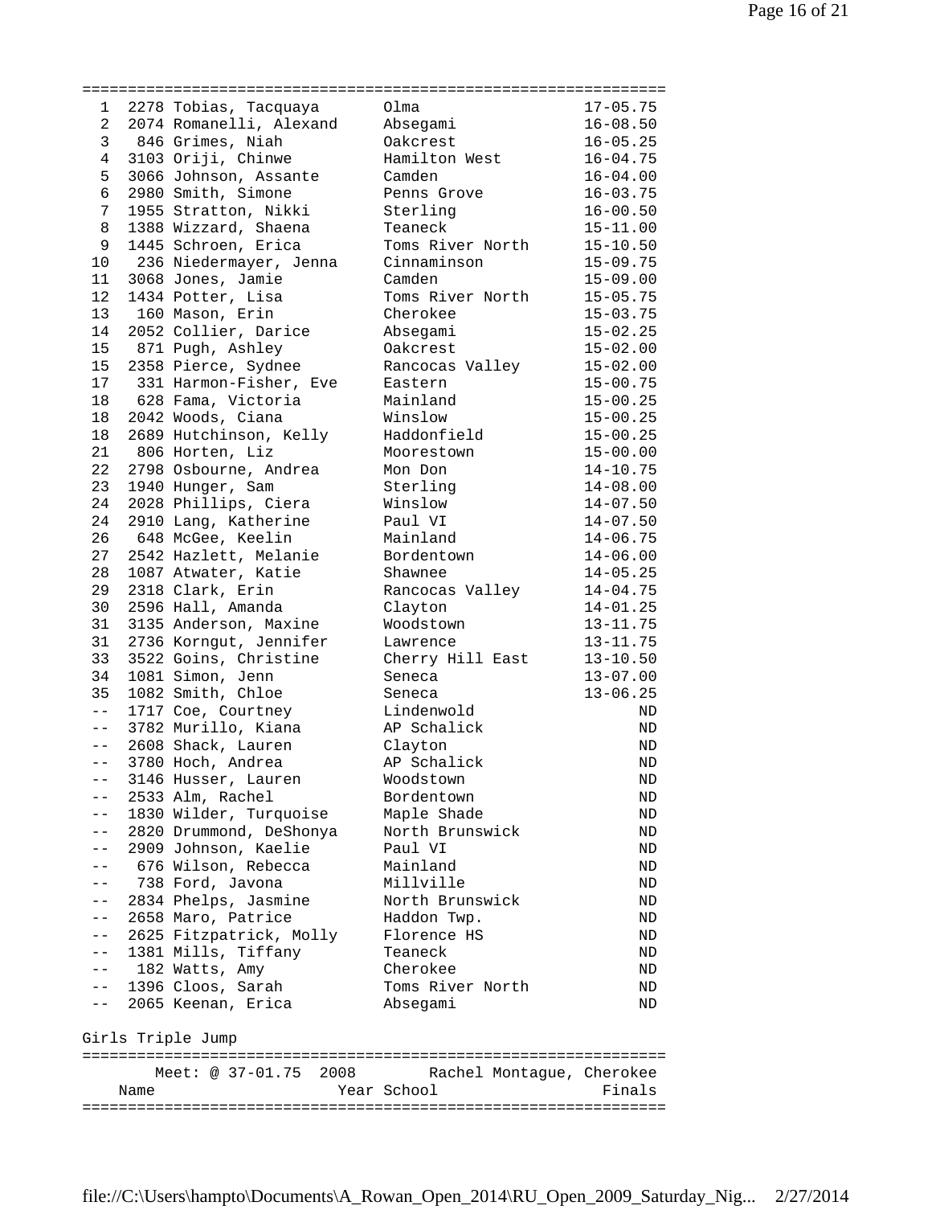| Place | # | Name | School | Finals |
|---|---|---|---|---|
| 1 | 2278 | Tobias, Tacquaya | Olma | 17-05.75 |
| 2 | 2074 | Romanelli, Alexand | Absegami | 16-08.50 |
| 3 | 846 | Grimes, Niah | Oakcrest | 16-05.25 |
| 4 | 3103 | Oriji, Chinwe | Hamilton West | 16-04.75 |
| 5 | 3066 | Johnson, Assante | Camden | 16-04.00 |
| 6 | 2980 | Smith, Simone | Penns Grove | 16-03.75 |
| 7 | 1955 | Stratton, Nikki | Sterling | 16-00.50 |
| 8 | 1388 | Wizzard, Shaena | Teaneck | 15-11.00 |
| 9 | 1445 | Schroen, Erica | Toms River North | 15-10.50 |
| 10 | 236 | Niedermayer, Jenna | Cinnaminson | 15-09.75 |
| 11 | 3068 | Jones, Jamie | Camden | 15-09.00 |
| 12 | 1434 | Potter, Lisa | Toms River North | 15-05.75 |
| 13 | 160 | Mason, Erin | Cherokee | 15-03.75 |
| 14 | 2052 | Collier, Darice | Absegami | 15-02.25 |
| 15 | 871 | Pugh, Ashley | Oakcrest | 15-02.00 |
| 15 | 2358 | Pierce, Sydnee | Rancocas Valley | 15-02.00 |
| 17 | 331 | Harmon-Fisher, Eve | Eastern | 15-00.75 |
| 18 | 628 | Fama, Victoria | Mainland | 15-00.25 |
| 18 | 2042 | Woods, Ciana | Winslow | 15-00.25 |
| 18 | 2689 | Hutchinson, Kelly | Haddonfield | 15-00.25 |
| 21 | 806 | Horten, Liz | Moorestown | 15-00.00 |
| 22 | 2798 | Osbourne, Andrea | Mon Don | 14-10.75 |
| 23 | 1940 | Hunger, Sam | Sterling | 14-08.00 |
| 24 | 2028 | Phillips, Ciera | Winslow | 14-07.50 |
| 24 | 2910 | Lang, Katherine | Paul VI | 14-07.50 |
| 26 | 648 | McGee, Keelin | Mainland | 14-06.75 |
| 27 | 2542 | Hazlett, Melanie | Bordentown | 14-06.00 |
| 28 | 1087 | Atwater, Katie | Shawnee | 14-05.25 |
| 29 | 2318 | Clark, Erin | Rancocas Valley | 14-04.75 |
| 30 | 2596 | Hall, Amanda | Clayton | 14-01.25 |
| 31 | 3135 | Anderson, Maxine | Woodstown | 13-11.75 |
| 31 | 2736 | Korngut, Jennifer | Lawrence | 13-11.75 |
| 33 | 3522 | Goins, Christine | Cherry Hill East | 13-10.50 |
| 34 | 1081 | Simon, Jenn | Seneca | 13-07.00 |
| 35 | 1082 | Smith, Chloe | Seneca | 13-06.25 |
| -- | 1717 | Coe, Courtney | Lindenwold | ND |
| -- | 3782 | Murillo, Kiana | AP Schalick | ND |
| -- | 2608 | Shack, Lauren | Clayton | ND |
| -- | 3780 | Hoch, Andrea | AP Schalick | ND |
| -- | 3146 | Husser, Lauren | Woodstown | ND |
| -- | 2533 | Alm, Rachel | Bordentown | ND |
| -- | 1830 | Wilder, Turquoise | Maple Shade | ND |
| -- | 2820 | Drummond, DeShonya | North Brunswick | ND |
| -- | 2909 | Johnson, Kaelie | Paul VI | ND |
| -- | 676 | Wilson, Rebecca | Mainland | ND |
| -- | 738 | Ford, Javona | Millville | ND |
| -- | 2834 | Phelps, Jasmine | North Brunswick | ND |
| -- | 2658 | Maro, Patrice | Haddon Twp. | ND |
| -- | 2625 | Fitzpatrick, Molly | Florence HS | ND |
| -- | 1381 | Mills, Tiffany | Teaneck | ND |
| -- | 182 | Watts, Amy | Cherokee | ND |
| -- | 1396 | Cloos, Sarah | Toms River North | ND |
| -- | 2065 | Keenan, Erica | Absegami | ND |

## Girls Triple Jump

Meet: @ 37-01.75 2008 Rachel Montague, Cherokee

| Name | Year | School | Finals |
|---|---|---|---|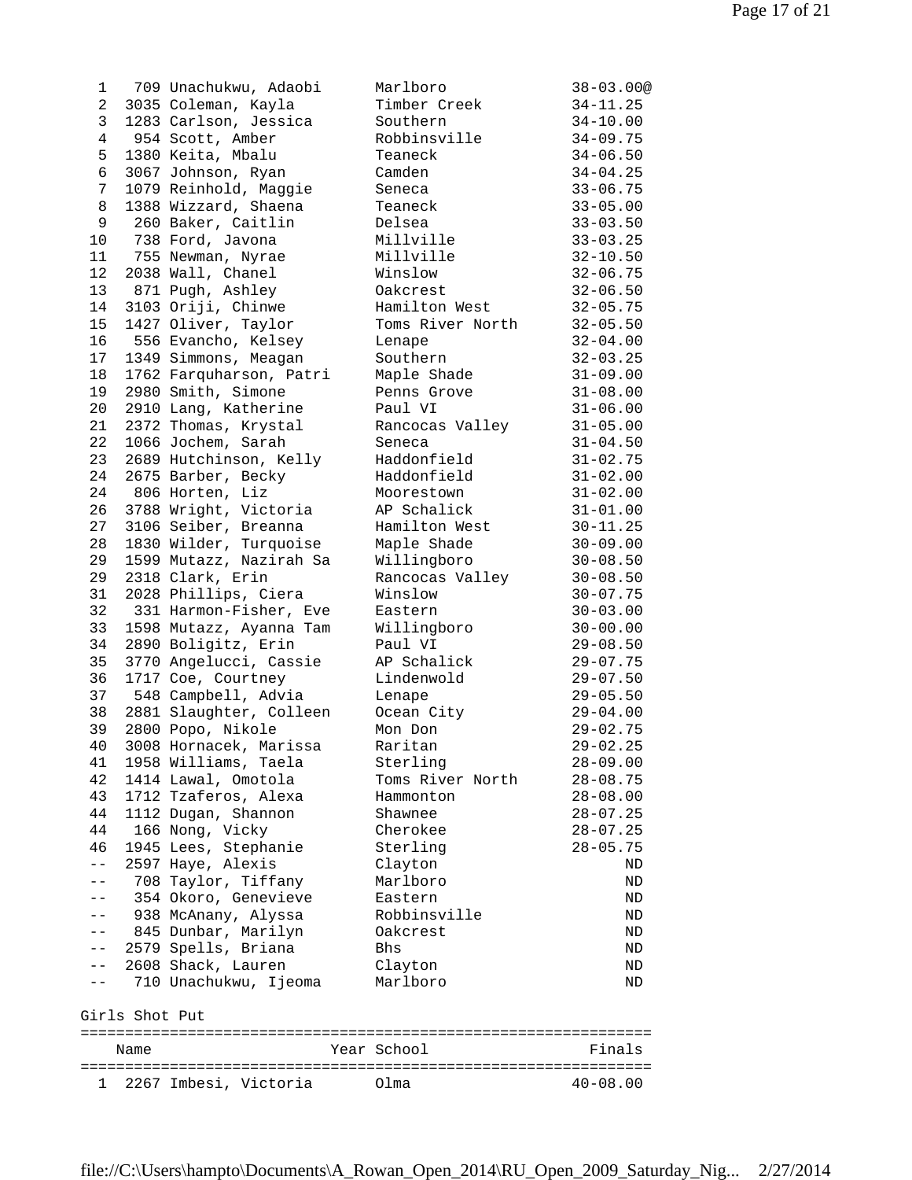| Place | # | Name | Year | School | Finals |
|---|---|---|---|---|---|
| 1 | 709 | Unachukwu, Adaobi | | Marlboro | 38-03.00@ |
| 2 | 3035 | Coleman, Kayla | | Timber Creek | 34-11.25 |
| 3 | 1283 | Carlson, Jessica | | Southern | 34-10.00 |
| 4 | 954 | Scott, Amber | | Robbinsville | 34-09.75 |
| 5 | 1380 | Keita, Mbalu | | Teaneck | 34-06.50 |
| 6 | 3067 | Johnson, Ryan | | Camden | 34-04.25 |
| 7 | 1079 | Reinhold, Maggie | | Seneca | 33-06.75 |
| 8 | 1388 | Wizzard, Shaena | | Teaneck | 33-05.00 |
| 9 | 260 | Baker, Caitlin | | Delsea | 33-03.50 |
| 10 | 738 | Ford, Javona | | Millville | 33-03.25 |
| 11 | 755 | Newman, Nyrae | | Millville | 32-10.50 |
| 12 | 2038 | Wall, Chanel | | Winslow | 32-06.75 |
| 13 | 871 | Pugh, Ashley | | Oakcrest | 32-06.50 |
| 14 | 3103 | Oriji, Chinwe | | Hamilton West | 32-05.75 |
| 15 | 1427 | Oliver, Taylor | | Toms River North | 32-05.50 |
| 16 | 556 | Evancho, Kelsey | | Lenape | 32-04.00 |
| 17 | 1349 | Simmons, Meagan | | Southern | 32-03.25 |
| 18 | 1762 | Farquharson, Patri | | Maple Shade | 31-09.00 |
| 19 | 2980 | Smith, Simone | | Penns Grove | 31-08.00 |
| 20 | 2910 | Lang, Katherine | | Paul VI | 31-06.00 |
| 21 | 2372 | Thomas, Krystal | | Rancocas Valley | 31-05.00 |
| 22 | 1066 | Jochem, Sarah | | Seneca | 31-04.50 |
| 23 | 2689 | Hutchinson, Kelly | | Haddonfield | 31-02.75 |
| 24 | 2675 | Barber, Becky | | Haddonfield | 31-02.00 |
| 24 | 806 | Horten, Liz | | Moorestown | 31-02.00 |
| 26 | 3788 | Wright, Victoria | | AP Schalick | 31-01.00 |
| 27 | 3106 | Seiber, Breanna | | Hamilton West | 30-11.25 |
| 28 | 1830 | Wilder, Turquoise | | Maple Shade | 30-09.00 |
| 29 | 1599 | Mutazz, Nazirah Sa | | Willingboro | 30-08.50 |
| 29 | 2318 | Clark, Erin | | Rancocas Valley | 30-08.50 |
| 31 | 2028 | Phillips, Ciera | | Winslow | 30-07.75 |
| 32 | 331 | Harmon-Fisher, Eve | | Eastern | 30-03.00 |
| 33 | 1598 | Mutazz, Ayanna Tam | | Willingboro | 30-00.00 |
| 34 | 2890 | Boligitz, Erin | | Paul VI | 29-08.50 |
| 35 | 3770 | Angelucci, Cassie | | AP Schalick | 29-07.75 |
| 36 | 1717 | Coe, Courtney | | Lindenwold | 29-07.50 |
| 37 | 548 | Campbell, Advia | | Lenape | 29-05.50 |
| 38 | 2881 | Slaughter, Colleen | | Ocean City | 29-04.00 |
| 39 | 2800 | Popo, Nikole | | Mon Don | 29-02.75 |
| 40 | 3008 | Hornacek, Marissa | | Raritan | 29-02.25 |
| 41 | 1958 | Williams, Taela | | Sterling | 28-09.00 |
| 42 | 1414 | Lawal, Omotola | | Toms River North | 28-08.75 |
| 43 | 1712 | Tzaferos, Alexa | | Hammonton | 28-08.00 |
| 44 | 1112 | Dugan, Shannon | | Shawnee | 28-07.25 |
| 44 | 166 | Nong, Vicky | | Cherokee | 28-07.25 |
| 46 | 1945 | Lees, Stephanie | | Sterling | 28-05.75 |
| -- | 2597 | Haye, Alexis | | Clayton | ND |
| -- | 708 | Taylor, Tiffany | | Marlboro | ND |
| -- | 354 | Okoro, Genevieve | | Eastern | ND |
| -- | 938 | McAnany, Alyssa | | Robbinsville | ND |
| -- | 845 | Dunbar, Marilyn | | Oakcrest | ND |
| -- | 2579 | Spells, Briana | | Bhs | ND |
| -- | 2608 | Shack, Lauren | | Clayton | ND |
| -- | 710 | Unachukwu, Ijeoma | | Marlboro | ND |

## Girls Shot Put

| Place | # | Name | Year | School | Finals |
|---|---|---|---|---|---|
| 1 | 2267 | Imbesi, Victoria | | Olma | 40-08.00 |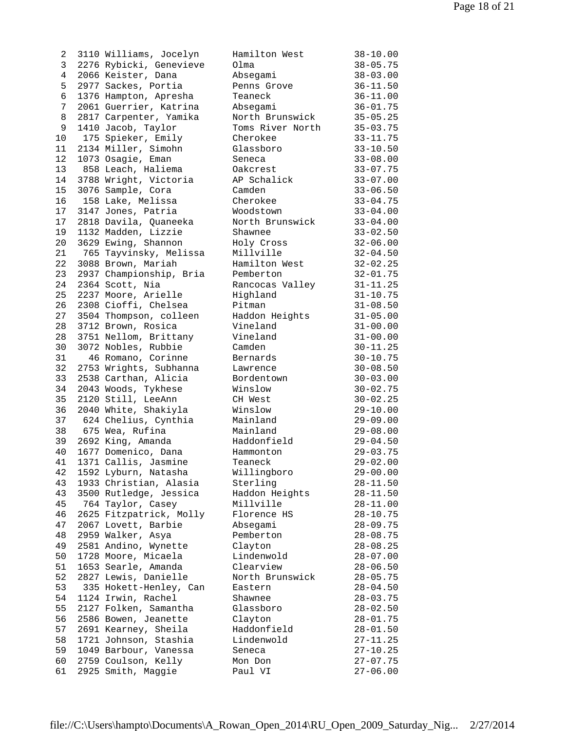| Place | Bib | Name | School | Mark |
|---|---|---|---|---|
| 2 | 3110 | Williams, Jocelyn | Hamilton West | 38-10.00 |
| 3 | 2276 | Rybicki, Genevieve | Olma | 38-05.75 |
| 4 | 2066 | Keister, Dana | Absegami | 38-03.00 |
| 5 | 2977 | Sackes, Portia | Penns Grove | 36-11.50 |
| 6 | 1376 | Hampton, Apresha | Teaneck | 36-11.00 |
| 7 | 2061 | Guerrier, Katrina | Absegami | 36-01.75 |
| 8 | 2817 | Carpenter, Yamika | North Brunswick | 35-05.25 |
| 9 | 1410 | Jacob, Taylor | Toms River North | 35-03.75 |
| 10 | 175 | Spieker, Emily | Cherokee | 33-11.75 |
| 11 | 2134 | Miller, Simohn | Glassboro | 33-10.50 |
| 12 | 1073 | Osagie, Eman | Seneca | 33-08.00 |
| 13 | 858 | Leach, Haliema | Oakcrest | 33-07.75 |
| 14 | 3788 | Wright, Victoria | AP Schalick | 33-07.00 |
| 15 | 3076 | Sample, Cora | Camden | 33-06.50 |
| 16 | 158 | Lake, Melissa | Cherokee | 33-04.75 |
| 17 | 3147 | Jones, Patria | Woodstown | 33-04.00 |
| 17 | 2818 | Davila, Quaneeka | North Brunswick | 33-04.00 |
| 19 | 1132 | Madden, Lizzie | Shawnee | 33-02.50 |
| 20 | 3629 | Ewing, Shannon | Holy Cross | 32-06.00 |
| 21 | 765 | Tayvinsky, Melissa | Millville | 32-04.50 |
| 22 | 3088 | Brown, Mariah | Hamilton West | 32-02.25 |
| 23 | 2937 | Championship, Bria | Pemberton | 32-01.75 |
| 24 | 2364 | Scott, Nia | Rancocas Valley | 31-11.25 |
| 25 | 2237 | Moore, Arielle | Highland | 31-10.75 |
| 26 | 2308 | Cioffi, Chelsea | Pitman | 31-08.50 |
| 27 | 3504 | Thompson, colleen | Haddon Heights | 31-05.00 |
| 28 | 3712 | Brown, Rosica | Vineland | 31-00.00 |
| 28 | 3751 | Nellom, Brittany | Vineland | 31-00.00 |
| 30 | 3072 | Nobles, Rubbie | Camden | 30-11.25 |
| 31 | 46 | Romano, Corinne | Bernards | 30-10.75 |
| 32 | 2753 | Wrights, Subhanna | Lawrence | 30-08.50 |
| 33 | 2538 | Carthan, Alicia | Bordentown | 30-03.00 |
| 34 | 2043 | Woods, Tykhese | Winslow | 30-02.75 |
| 35 | 2120 | Still, LeeAnn | CH West | 30-02.25 |
| 36 | 2040 | White, Shakiyla | Winslow | 29-10.00 |
| 37 | 624 | Chelius, Cynthia | Mainland | 29-09.00 |
| 38 | 675 | Wea, Rufina | Mainland | 29-08.00 |
| 39 | 2692 | King, Amanda | Haddonfield | 29-04.50 |
| 40 | 1677 | Domenico, Dana | Hammonton | 29-03.75 |
| 41 | 1371 | Callis, Jasmine | Teaneck | 29-02.00 |
| 42 | 1592 | Lyburn, Natasha | Willingboro | 29-00.00 |
| 43 | 1933 | Christian, Alasia | Sterling | 28-11.50 |
| 43 | 3500 | Rutledge, Jessica | Haddon Heights | 28-11.50 |
| 45 | 764 | Taylor, Casey | Millville | 28-11.00 |
| 46 | 2625 | Fitzpatrick, Molly | Florence HS | 28-10.75 |
| 47 | 2067 | Lovett, Barbie | Absegami | 28-09.75 |
| 48 | 2959 | Walker, Asya | Pemberton | 28-08.75 |
| 49 | 2581 | Andino, Wynette | Clayton | 28-08.25 |
| 50 | 1728 | Moore, Micaela | Lindenwold | 28-07.00 |
| 51 | 1653 | Searle, Amanda | Clearview | 28-06.50 |
| 52 | 2827 | Lewis, Danielle | North Brunswick | 28-05.75 |
| 53 | 335 | Hokett-Henley, Can | Eastern | 28-04.50 |
| 54 | 1124 | Irwin, Rachel | Shawnee | 28-03.75 |
| 55 | 2127 | Folken, Samantha | Glassboro | 28-02.50 |
| 56 | 2586 | Bowen, Jeanette | Clayton | 28-01.75 |
| 57 | 2691 | Kearney, Sheila | Haddonfield | 28-01.50 |
| 58 | 1721 | Johnson, Stashia | Lindenwold | 27-11.25 |
| 59 | 1049 | Barbour, Vanessa | Seneca | 27-10.25 |
| 60 | 2759 | Coulson, Kelly | Mon Don | 27-07.75 |
| 61 | 2925 | Smith, Maggie | Paul VI | 27-06.00 |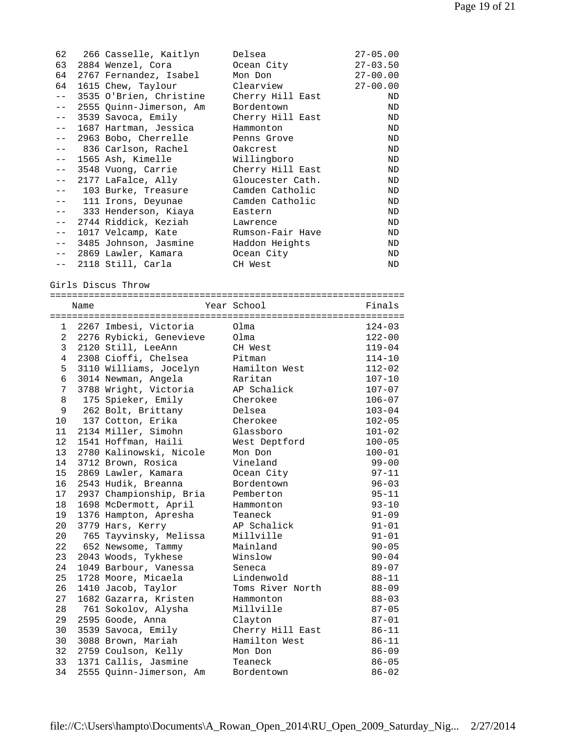| Place | # | Name | School | Finals |
|---|---|---|---|---|
| 62 | 266 | Casselle, Kaitlyn | Delsea | 27-05.00 |
| 63 | 2884 | Wenzel, Cora | Ocean City | 27-03.50 |
| 64 | 2767 | Fernandez, Isabel | Mon Don | 27-00.00 |
| 64 | 1615 | Chew, Taylour | Clearview | 27-00.00 |
| -- | 3535 | O'Brien, Christine | Cherry Hill East | ND |
| -- | 2555 | Quinn-Jimerson, Am | Bordentown | ND |
| -- | 3539 | Savoca, Emily | Cherry Hill East | ND |
| -- | 1687 | Hartman, Jessica | Hammonton | ND |
| -- | 2963 | Bobo, Cherrelle | Penns Grove | ND |
| -- | 836 | Carlson, Rachel | Oakcrest | ND |
| -- | 1565 | Ash, Kimelle | Willingboro | ND |
| -- | 3548 | Vuong, Carrie | Cherry Hill East | ND |
| -- | 2177 | LaFalce, Ally | Gloucester Cath. | ND |
| -- | 103 | Burke, Treasure | Camden Catholic | ND |
| -- | 111 | Irons, Deyunae | Camden Catholic | ND |
| -- | 333 | Henderson, Kiaya | Eastern | ND |
| -- | 2744 | Riddick, Keziah | Lawrence | ND |
| -- | 1017 | Velcamp, Kate | Rumson-Fair Have | ND |
| -- | 3485 | Johnson, Jasmine | Haddon Heights | ND |
| -- | 2869 | Lawler, Kamara | Ocean City | ND |
| -- | 2118 | Still, Carla | CH West | ND |

## Girls Discus Throw

| Place | # | Name | Year School | Finals |
|---|---|---|---|---|
| 1 | 2267 | Imbesi, Victoria | Olma | 124-03 |
| 2 | 2276 | Rybicki, Genevieve | Olma | 122-00 |
| 3 | 2120 | Still, LeeAnn | CH West | 119-04 |
| 4 | 2308 | Cioffi, Chelsea | Pitman | 114-10 |
| 5 | 3110 | Williams, Jocelyn | Hamilton West | 112-02 |
| 6 | 3014 | Newman, Angela | Raritan | 107-10 |
| 7 | 3788 | Wright, Victoria | AP Schalick | 107-07 |
| 8 | 175 | Spieker, Emily | Cherokee | 106-07 |
| 9 | 262 | Bolt, Brittany | Delsea | 103-04 |
| 10 | 137 | Cotton, Erika | Cherokee | 102-05 |
| 11 | 2134 | Miller, Simohn | Glassboro | 101-02 |
| 12 | 1541 | Hoffman, Haili | West Deptford | 100-05 |
| 13 | 2780 | Kalinowski, Nicole | Mon Don | 100-01 |
| 14 | 3712 | Brown, Rosica | Vineland | 99-00 |
| 15 | 2869 | Lawler, Kamara | Ocean City | 97-11 |
| 16 | 2543 | Hudik, Breanna | Bordentown | 96-03 |
| 17 | 2937 | Championship, Bria | Pemberton | 95-11 |
| 18 | 1698 | McDermott, April | Hammonton | 93-10 |
| 19 | 1376 | Hampton, Apresha | Teaneck | 91-09 |
| 20 | 3779 | Hars, Kerry | AP Schalick | 91-01 |
| 20 | 765 | Tayvinsky, Melissa | Millville | 91-01 |
| 22 | 652 | Newsome, Tammy | Mainland | 90-05 |
| 23 | 2043 | Woods, Tykhese | Winslow | 90-04 |
| 24 | 1049 | Barbour, Vanessa | Seneca | 89-07 |
| 25 | 1728 | Moore, Micaela | Lindenwold | 88-11 |
| 26 | 1410 | Jacob, Taylor | Toms River North | 88-09 |
| 27 | 1682 | Gazarra, Kristen | Hammonton | 88-03 |
| 28 | 761 | Sokolov, Alysha | Millville | 87-05 |
| 29 | 2595 | Goode, Anna | Clayton | 87-01 |
| 30 | 3539 | Savoca, Emily | Cherry Hill East | 86-11 |
| 30 | 3088 | Brown, Mariah | Hamilton West | 86-11 |
| 32 | 2759 | Coulson, Kelly | Mon Don | 86-09 |
| 33 | 1371 | Callis, Jasmine | Teaneck | 86-05 |
| 34 | 2555 | Quinn-Jimerson, Am | Bordentown | 86-02 |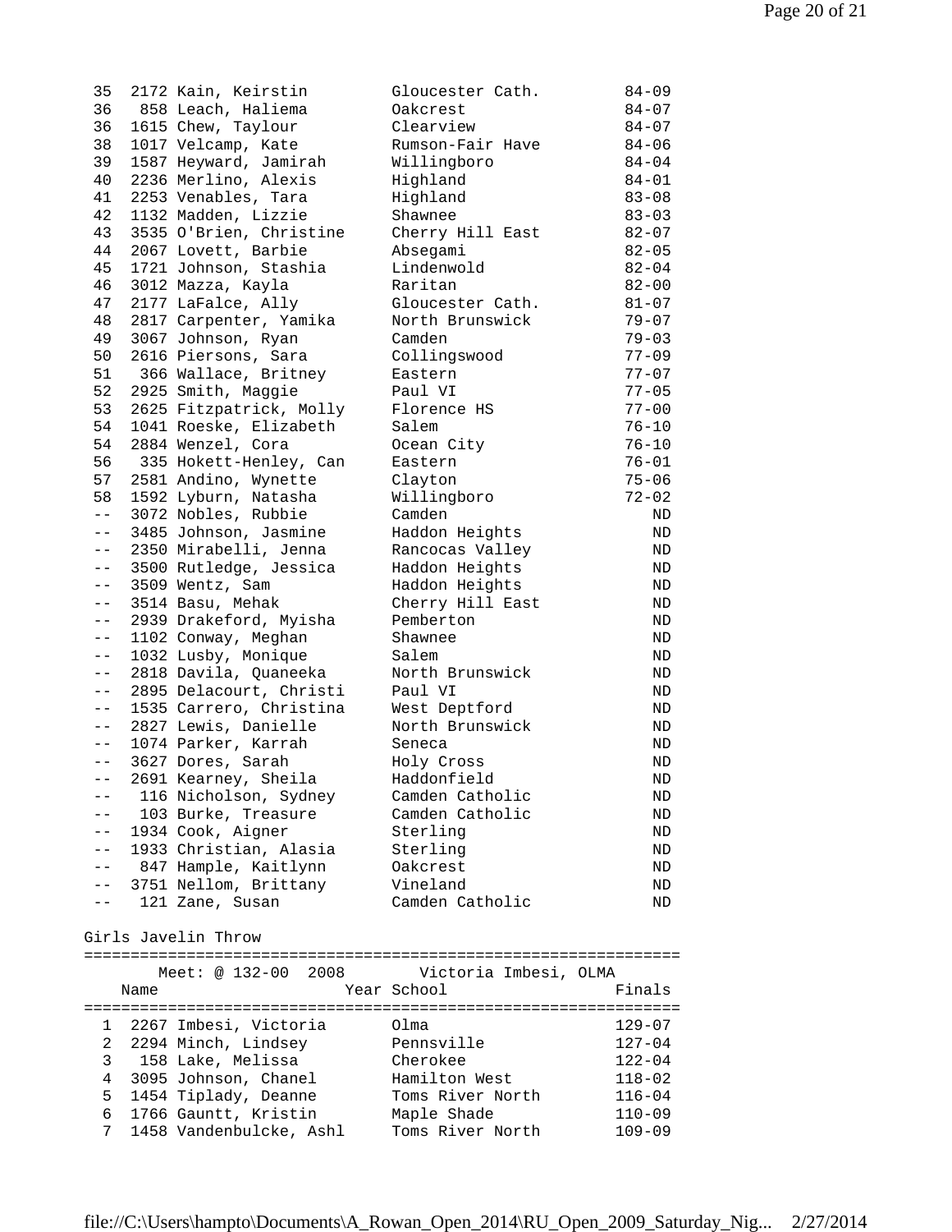| Place | Bib | Name | School | Finals |
|---|---|---|---|---|
| 35 | 2172 | Kain, Keirstin | Gloucester Cath. | 84-09 |
| 36 | 858 | Leach, Haliema | Oakcrest | 84-07 |
| 36 | 1615 | Chew, Taylour | Clearview | 84-07 |
| 38 | 1017 | Velcamp, Kate | Rumson-Fair Have | 84-06 |
| 39 | 1587 | Heyward, Jamirah | Willingboro | 84-04 |
| 40 | 2236 | Merlino, Alexis | Highland | 84-01 |
| 41 | 2253 | Venables, Tara | Highland | 83-08 |
| 42 | 1132 | Madden, Lizzie | Shawnee | 83-03 |
| 43 | 3535 | O'Brien, Christine | Cherry Hill East | 82-07 |
| 44 | 2067 | Lovett, Barbie | Absegami | 82-05 |
| 45 | 1721 | Johnson, Stashia | Lindenwold | 82-04 |
| 46 | 3012 | Mazza, Kayla | Raritan | 82-00 |
| 47 | 2177 | LaFalce, Ally | Gloucester Cath. | 81-07 |
| 48 | 2817 | Carpenter, Yamika | North Brunswick | 79-07 |
| 49 | 3067 | Johnson, Ryan | Camden | 79-03 |
| 50 | 2616 | Piersons, Sara | Collingswood | 77-09 |
| 51 | 366 | Wallace, Britney | Eastern | 77-07 |
| 52 | 2925 | Smith, Maggie | Paul VI | 77-05 |
| 53 | 2625 | Fitzpatrick, Molly | Florence HS | 77-00 |
| 54 | 1041 | Roeske, Elizabeth | Salem | 76-10 |
| 54 | 2884 | Wenzel, Cora | Ocean City | 76-10 |
| 56 | 335 | Hokett-Henley, Can | Eastern | 76-01 |
| 57 | 2581 | Andino, Wynette | Clayton | 75-06 |
| 58 | 1592 | Lyburn, Natasha | Willingboro | 72-02 |
| -- | 3072 | Nobles, Rubbie | Camden | ND |
| -- | 3485 | Johnson, Jasmine | Haddon Heights | ND |
| -- | 2350 | Mirabelli, Jenna | Rancocas Valley | ND |
| -- | 3500 | Rutledge, Jessica | Haddon Heights | ND |
| -- | 3509 | Wentz, Sam | Haddon Heights | ND |
| -- | 3514 | Basu, Mehak | Cherry Hill East | ND |
| -- | 2939 | Drakeford, Myisha | Pemberton | ND |
| -- | 1102 | Conway, Meghan | Shawnee | ND |
| -- | 1032 | Lusby, Monique | Salem | ND |
| -- | 2818 | Davila, Quaneeka | North Brunswick | ND |
| -- | 2895 | Delacourt, Christi | Paul VI | ND |
| -- | 1535 | Carrero, Christina | West Deptford | ND |
| -- | 2827 | Lewis, Danielle | North Brunswick | ND |
| -- | 1074 | Parker, Karrah | Seneca | ND |
| -- | 3627 | Dores, Sarah | Holy Cross | ND |
| -- | 2691 | Kearney, Sheila | Haddonfield | ND |
| -- | 116 | Nicholson, Sydney | Camden Catholic | ND |
| -- | 103 | Burke, Treasure | Camden Catholic | ND |
| -- | 1934 | Cook, Aigner | Sterling | ND |
| -- | 1933 | Christian, Alasia | Sterling | ND |
| -- | 847 | Hample, Kaitlynn | Oakcrest | ND |
| -- | 3751 | Nellom, Brittany | Vineland | ND |
| -- | 121 | Zane, Susan | Camden Catholic | ND |

## Girls Javelin Throw

Meet: @ 132-00 2008 Victoria Imbesi, OLMA

| Place | Bib | Name | Year School | Finals |
|---|---|---|---|---|
| 1 | 2267 | Imbesi, Victoria | Olma | 129-07 |
| 2 | 2294 | Minch, Lindsey | Pennsville | 127-04 |
| 3 | 158 | Lake, Melissa | Cherokee | 122-04 |
| 4 | 3095 | Johnson, Chanel | Hamilton West | 118-02 |
| 5 | 1454 | Tiplady, Deanne | Toms River North | 116-04 |
| 6 | 1766 | Gauntt, Kristin | Maple Shade | 110-09 |
| 7 | 1458 | Vandenbulcke, Ashl | Toms River North | 109-09 |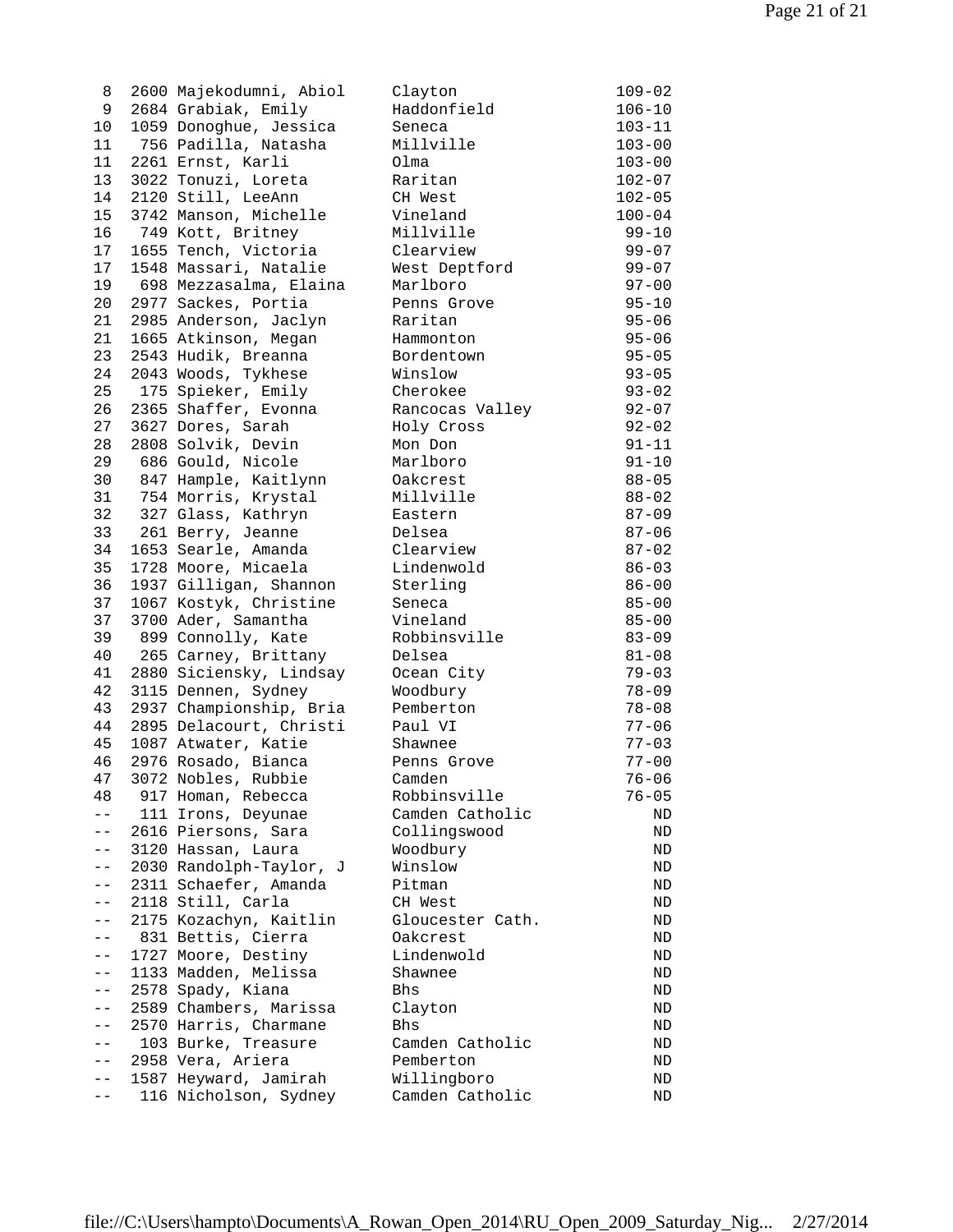| | | | | |
|---|---|---|---|---|
| 8 | 2600 | Majekodumni, Abiol | Clayton | 109-02 |
| 9 | 2684 | Grabiak, Emily | Haddonfield | 106-10 |
| 10 | 1059 | Donoghue, Jessica | Seneca | 103-11 |
| 11 | 756 | Padilla, Natasha | Millville | 103-00 |
| 11 | 2261 | Ernst, Karli | Olma | 103-00 |
| 13 | 3022 | Tonuzi, Loreta | Raritan | 102-07 |
| 14 | 2120 | Still, LeeAnn | CH West | 102-05 |
| 15 | 3742 | Manson, Michelle | Vineland | 100-04 |
| 16 | 749 | Kott, Britney | Millville | 99-10 |
| 17 | 1655 | Tench, Victoria | Clearview | 99-07 |
| 17 | 1548 | Massari, Natalie | West Deptford | 99-07 |
| 19 | 698 | Mezzasalma, Elaina | Marlboro | 97-00 |
| 20 | 2977 | Sackes, Portia | Penns Grove | 95-10 |
| 21 | 2985 | Anderson, Jaclyn | Raritan | 95-06 |
| 21 | 1665 | Atkinson, Megan | Hammonton | 95-06 |
| 23 | 2543 | Hudik, Breanna | Bordentown | 95-05 |
| 24 | 2043 | Woods, Tykhese | Winslow | 93-05 |
| 25 | 175 | Spieker, Emily | Cherokee | 93-02 |
| 26 | 2365 | Shaffer, Evonna | Rancocas Valley | 92-07 |
| 27 | 3627 | Dores, Sarah | Holy Cross | 92-02 |
| 28 | 2808 | Solvik, Devin | Mon Don | 91-11 |
| 29 | 686 | Gould, Nicole | Marlboro | 91-10 |
| 30 | 847 | Hample, Kaitlynn | Oakcrest | 88-05 |
| 31 | 754 | Morris, Krystal | Millville | 88-02 |
| 32 | 327 | Glass, Kathryn | Eastern | 87-09 |
| 33 | 261 | Berry, Jeanne | Delsea | 87-06 |
| 34 | 1653 | Searle, Amanda | Clearview | 87-02 |
| 35 | 1728 | Moore, Micaela | Lindenwold | 86-03 |
| 36 | 1937 | Gilligan, Shannon | Sterling | 86-00 |
| 37 | 1067 | Kostyk, Christine | Seneca | 85-00 |
| 37 | 3700 | Ader, Samantha | Vineland | 85-00 |
| 39 | 899 | Connolly, Kate | Robbinsville | 83-09 |
| 40 | 265 | Carney, Brittany | Delsea | 81-08 |
| 41 | 2880 | Siciensky, Lindsay | Ocean City | 79-03 |
| 42 | 3115 | Dennen, Sydney | Woodbury | 78-09 |
| 43 | 2937 | Championship, Bria | Pemberton | 78-08 |
| 44 | 2895 | Delacourt, Christi | Paul VI | 77-06 |
| 45 | 1087 | Atwater, Katie | Shawnee | 77-03 |
| 46 | 2976 | Rosado, Bianca | Penns Grove | 77-00 |
| 47 | 3072 | Nobles, Rubbie | Camden | 76-06 |
| 48 | 917 | Homan, Rebecca | Robbinsville | 76-05 |
| -- | 111 | Irons, Deyunae | Camden Catholic | ND |
| -- | 2616 | Piersons, Sara | Collingswood | ND |
| -- | 3120 | Hassan, Laura | Woodbury | ND |
| -- | 2030 | Randolph-Taylor, J | Winslow | ND |
| -- | 2311 | Schaefer, Amanda | Pitman | ND |
| -- | 2118 | Still, Carla | CH West | ND |
| -- | 2175 | Kozachyn, Kaitlin | Gloucester Cath. | ND |
| -- | 831 | Bettis, Cierra | Oakcrest | ND |
| -- | 1727 | Moore, Destiny | Lindenwold | ND |
| -- | 1133 | Madden, Melissa | Shawnee | ND |
| -- | 2578 | Spady, Kiana | Bhs | ND |
| -- | 2589 | Chambers, Marissa | Clayton | ND |
| -- | 2570 | Harris, Charmane | Bhs | ND |
| -- | 103 | Burke, Treasure | Camden Catholic | ND |
| -- | 2958 | Vera, Ariera | Pemberton | ND |
| -- | 1587 | Heyward, Jamirah | Willingboro | ND |
| -- | 116 | Nicholson, Sydney | Camden Catholic | ND |